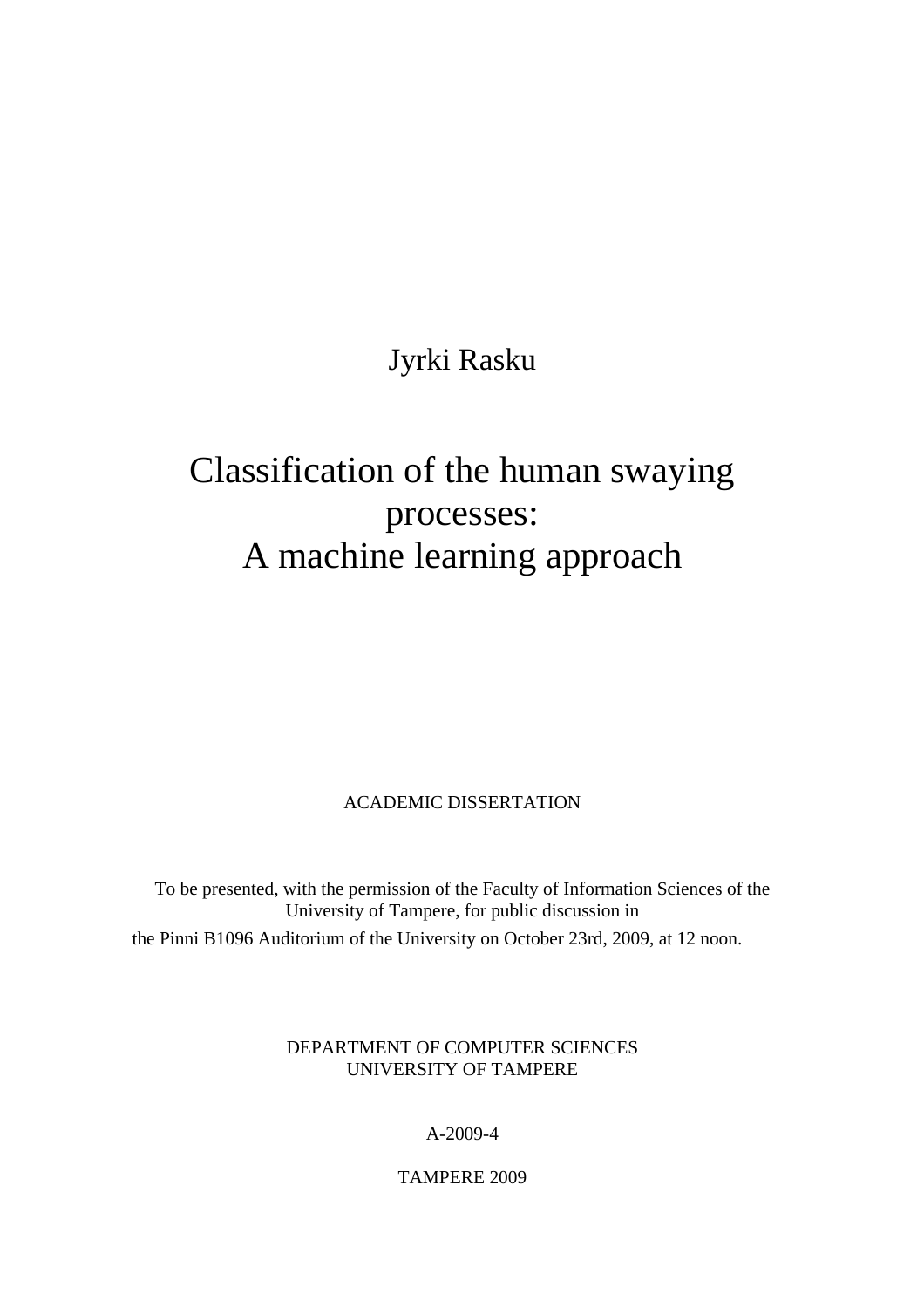Jyrki Rasku

# Classification of the human swaying processes: A machine learning approach

ACADEMIC DISSERTATION

To be presented, with the permission of the Faculty of Information Sciences of the University of Tampere, for public discussion in the Pinni B1096 Auditorium of the University on October 23rd, 2009, at 12 noon.

DEPARTMENT OF COMPUTER SCIENCES
UNIVERSITY OF TAMPERE

A-2009-4

TAMPERE 2009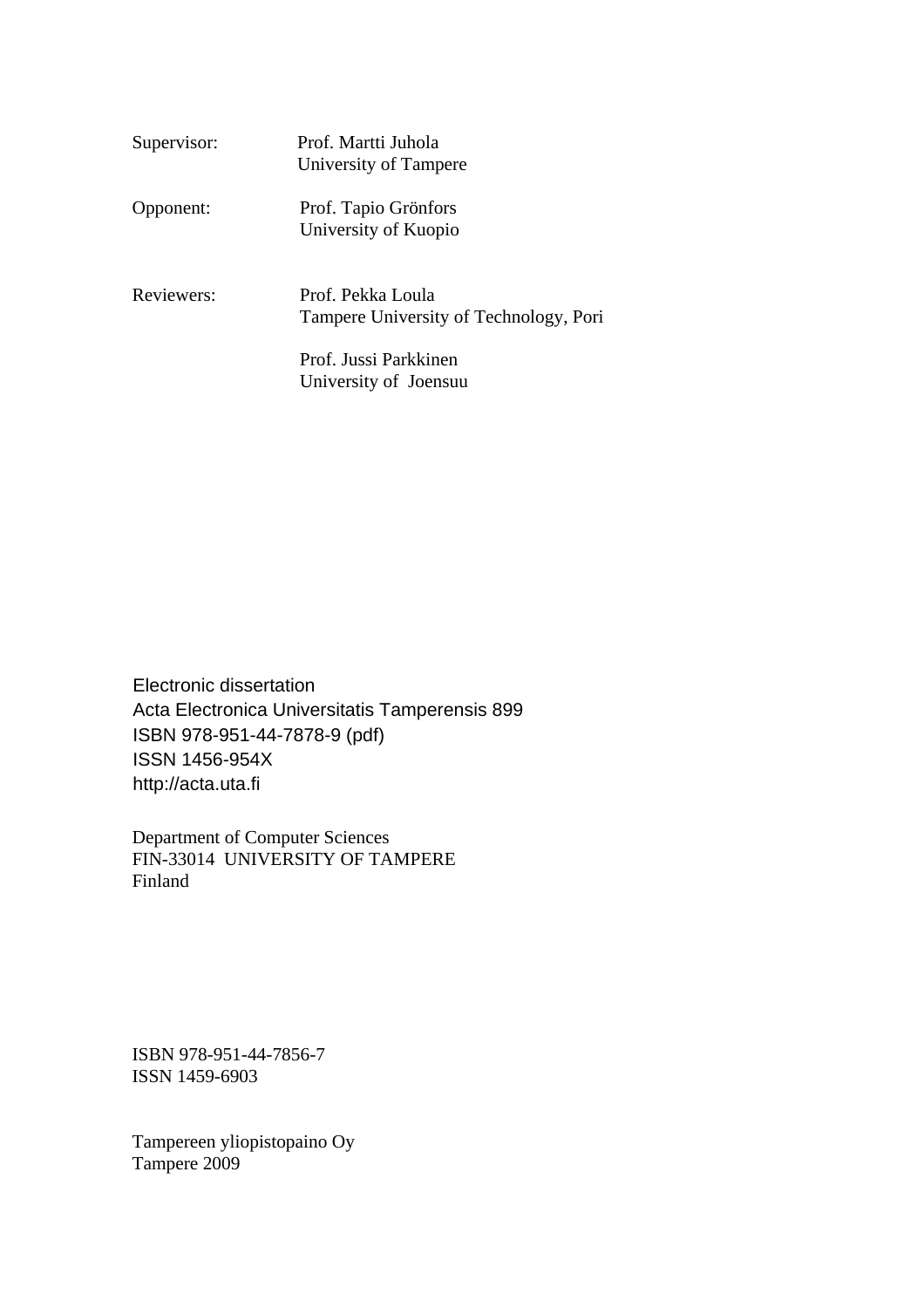| | |
|---|---|
| Supervisor: | Prof. Martti Juhola<br>University of Tampere |
| Opponent: | Prof. Tapio Grönfors<br>University of Kuopio |
| Reviewers: | Prof. Pekka Loula<br>Tampere University of Technology, Pori |
| | Prof. Jussi Parkkinen<br>University of Joensuu |

Electronic dissertation
Acta Electronica Universitatis Tamperensis 899
ISBN 978-951-44-7878-9 (pdf)
ISSN 1456-954X
http://acta.uta.fi

Department of Computer Sciences
FIN-33014 UNIVERSITY OF TAMPERE
Finland

ISBN 978-951-44-7856-7
ISSN 1459-6903

Tampereen yliopistopaino Oy
Tampere 2009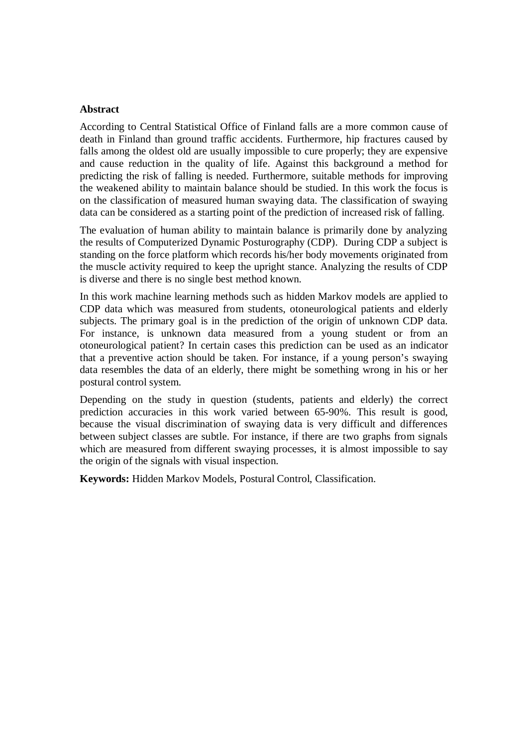## Abstract

According to Central Statistical Office of Finland falls are a more common cause of death in Finland than ground traffic accidents. Furthermore, hip fractures caused by falls among the oldest old are usually impossible to cure properly; they are expensive and cause reduction in the quality of life. Against this background a method for predicting the risk of falling is needed. Furthermore, suitable methods for improving the weakened ability to maintain balance should be studied. In this work the focus is on the classification of measured human swaying data. The classification of swaying data can be considered as a starting point of the prediction of increased risk of falling.

The evaluation of human ability to maintain balance is primarily done by analyzing the results of Computerized Dynamic Posturography (CDP). During CDP a subject is standing on the force platform which records his/her body movements originated from the muscle activity required to keep the upright stance. Analyzing the results of CDP is diverse and there is no single best method known.

In this work machine learning methods such as hidden Markov models are applied to CDP data which was measured from students, otoneurological patients and elderly subjects. The primary goal is in the prediction of the origin of unknown CDP data. For instance, is unknown data measured from a young student or from an otoneurological patient? In certain cases this prediction can be used as an indicator that a preventive action should be taken. For instance, if a young person's swaying data resembles the data of an elderly, there might be something wrong in his or her postural control system.

Depending on the study in question (students, patients and elderly) the correct prediction accuracies in this work varied between 65-90%. This result is good, because the visual discrimination of swaying data is very difficult and differences between subject classes are subtle. For instance, if there are two graphs from signals which are measured from different swaying processes, it is almost impossible to say the origin of the signals with visual inspection.

**Keywords:** Hidden Markov Models, Postural Control, Classification.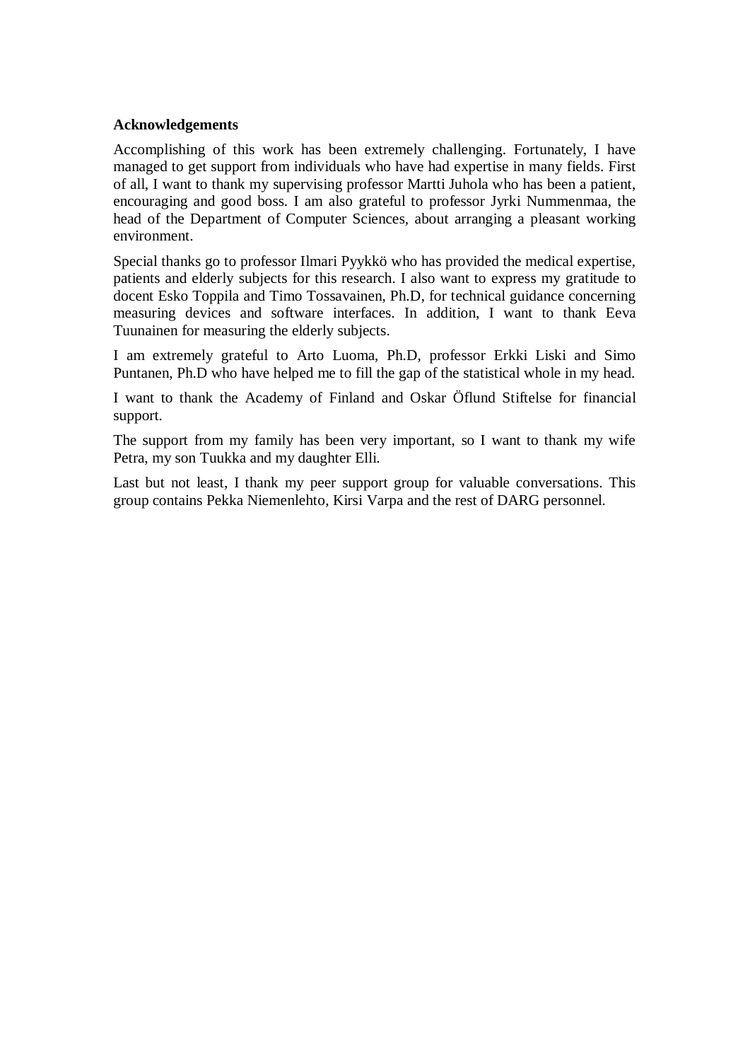**Acknowledgements**

Accomplishing of this work has been extremely challenging. Fortunately, I have managed to get support from individuals who have had expertise in many fields. First of all, I want to thank my supervising professor Martti Juhola who has been a patient, encouraging and good boss. I am also grateful to professor Jyrki Nummenmaa, the head of the Department of Computer Sciences, about arranging a pleasant working environment.

Special thanks go to professor Ilmari Pyykkö who has provided the medical expertise, patients and elderly subjects for this research. I also want to express my gratitude to docent Esko Toppila and Timo Tossavainen, Ph.D, for technical guidance concerning measuring devices and software interfaces. In addition, I want to thank Eeva Tuunainen for measuring the elderly subjects.

I am extremely grateful to Arto Luoma, Ph.D, professor Erkki Liski and Simo Puntanen, Ph.D who have helped me to fill the gap of the statistical whole in my head.

I want to thank the Academy of Finland and Oskar Öflund Stiftelse for financial support.

The support from my family has been very important, so I want to thank my wife Petra, my son Tuukka and my daughter Elli.

Last but not least, I thank my peer support group for valuable conversations. This group contains Pekka Niemenlehto, Kirsi Varpa and the rest of DARG personnel.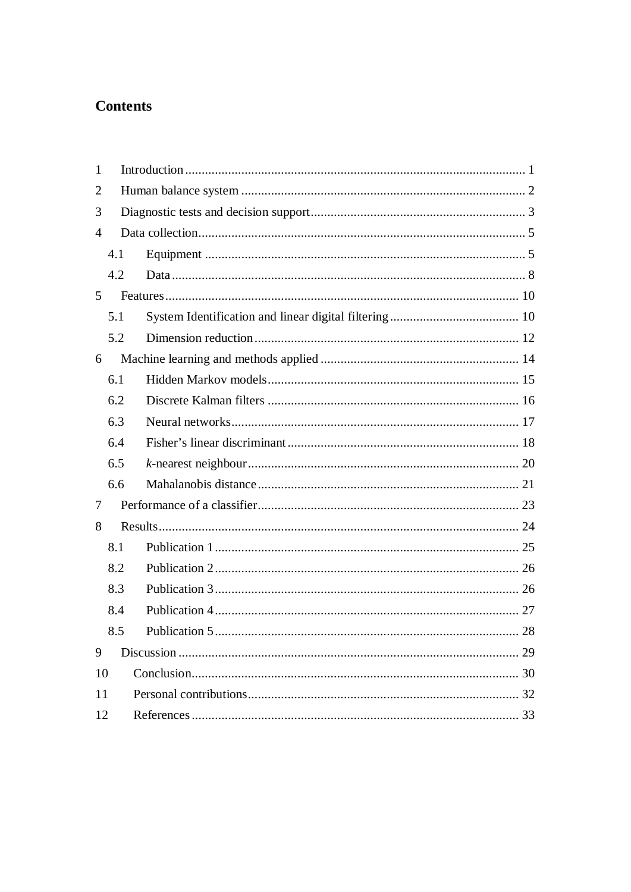# Contents

1 Introduction ... 1

2 Human balance system ... 2

3 Diagnostic tests and decision support ... 3

4 Data collection ... 5

- 4.1 Equipment ... 5
- 4.2 Data ... 8

5 Features ... 10

- 5.1 System Identification and linear digital filtering ... 10
- 5.2 Dimension reduction ... 12

6 Machine learning and methods applied ... 14

- 6.1 Hidden Markov models ... 15
- 6.2 Discrete Kalman filters ... 16
- 6.3 Neural networks ... 17
- 6.4 Fisher's linear discriminant ... 18
- 6.5 *k*-nearest neighbour ... 20
- 6.6 Mahalanobis distance ... 21

7 Performance of a classifier ... 23

8 Results ... 24

- 8.1 Publication 1 ... 25
- 8.2 Publication 2 ... 26
- 8.3 Publication 3 ... 26
- 8.4 Publication 4 ... 27
- 8.5 Publication 5 ... 28

9 Discussion ... 29

10 Conclusion ... 30

11 Personal contributions ... 32

12 References ... 33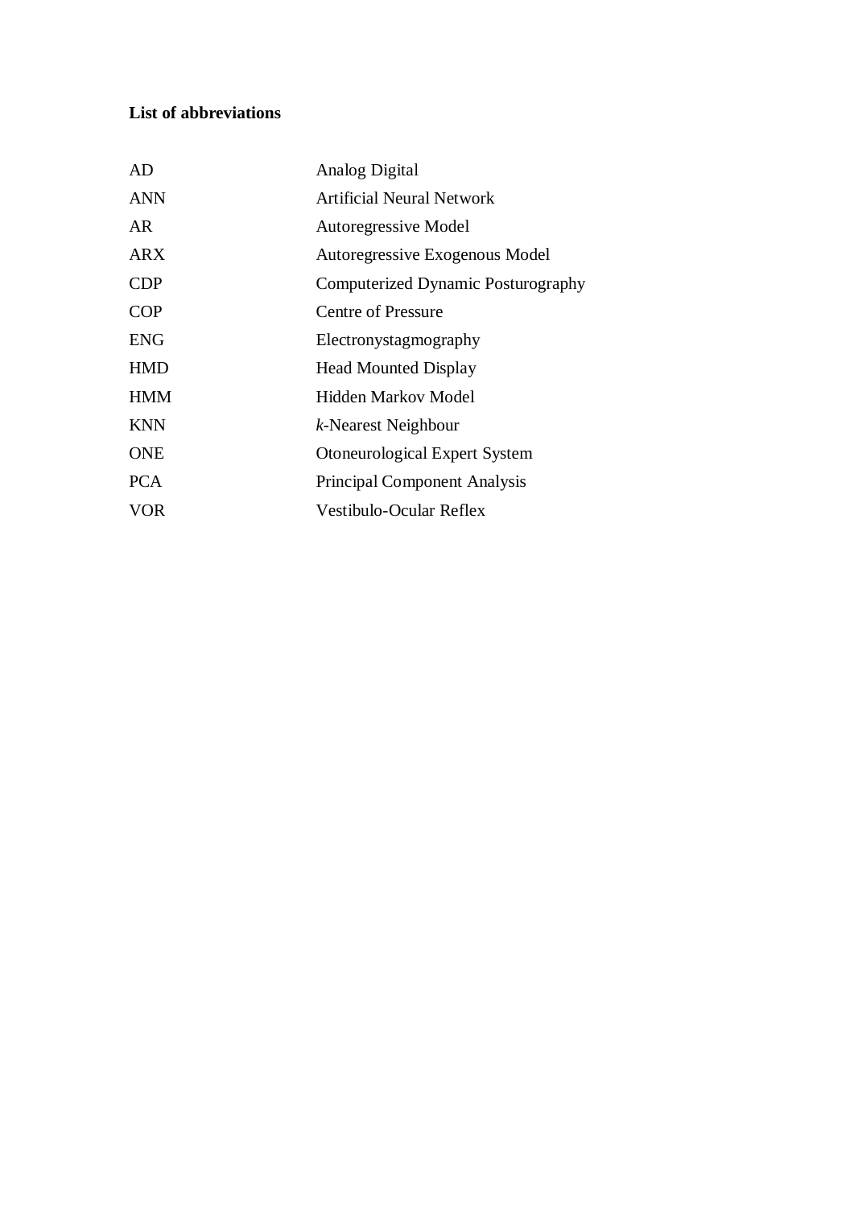**List of abbreviations**

| | |
|---|---|
| AD | Analog Digital |
| ANN | Artificial Neural Network |
| AR | Autoregressive Model |
| ARX | Autoregressive Exogenous Model |
| CDP | Computerized Dynamic Posturography |
| COP | Centre of Pressure |
| ENG | Electronystagmography |
| HMD | Head Mounted Display |
| HMM | Hidden Markov Model |
| KNN | *k*-Nearest Neighbour |
| ONE | Otoneurological Expert System |
| PCA | Principal Component Analysis |
| VOR | Vestibulo-Ocular Reflex |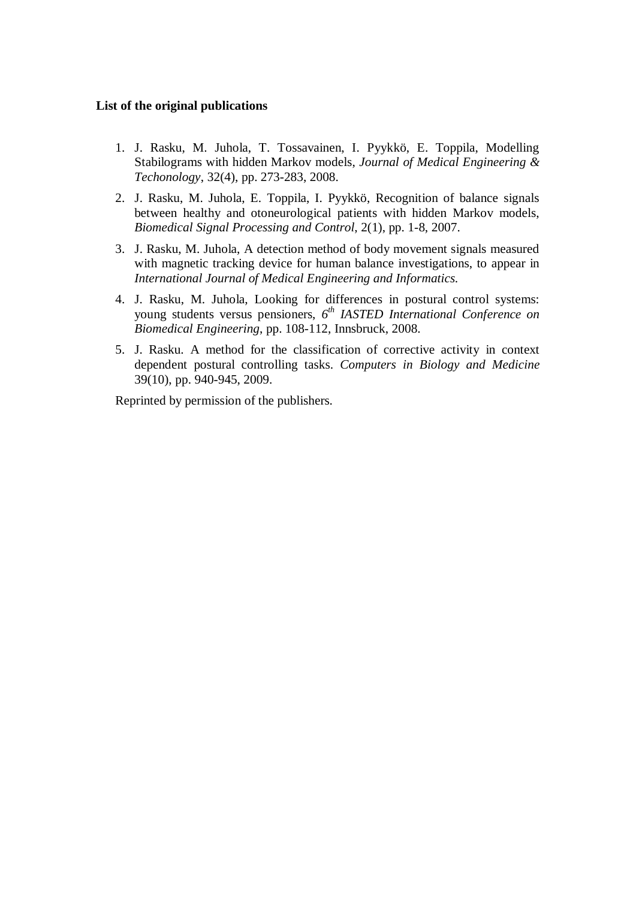**List of the original publications**

1. J. Rasku, M. Juhola, T. Tossavainen, I. Pyykkö, E. Toppila, Modelling Stabilograms with hidden Markov models, *Journal of Medical Engineering & Techonology*, 32(4), pp. 273-283, 2008.
2. J. Rasku, M. Juhola, E. Toppila, I. Pyykkö, Recognition of balance signals between healthy and otoneurological patients with hidden Markov models, *Biomedical Signal Processing and Control*, 2(1), pp. 1-8, 2007.
3. J. Rasku, M. Juhola, A detection method of body movement signals measured with magnetic tracking device for human balance investigations, to appear in *International Journal of Medical Engineering and Informatics.*
4. J. Rasku, M. Juhola, Looking for differences in postural control systems: young students versus pensioners, *6$^{th}$ IASTED International Conference on Biomedical Engineering*, pp. 108-112, Innsbruck, 2008.
5. J. Rasku. A method for the classification of corrective activity in context dependent postural controlling tasks. *Computers in Biology and Medicine* 39(10), pp. 940-945, 2009.

Reprinted by permission of the publishers.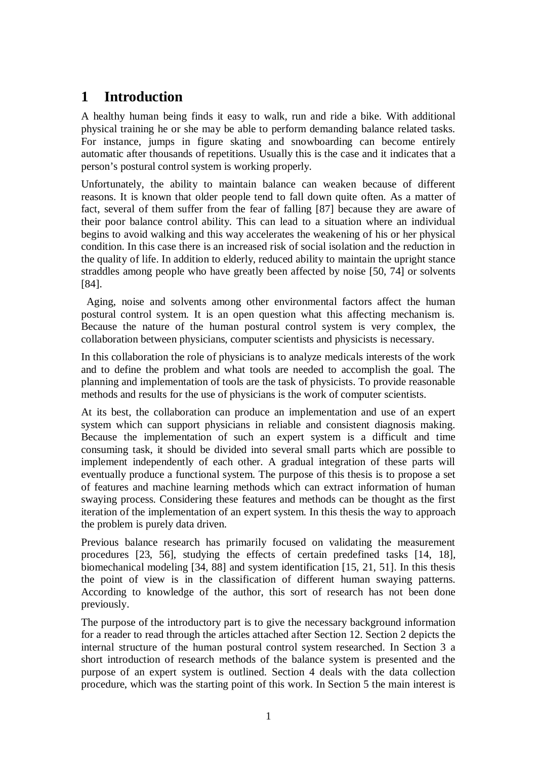# 1 Introduction

A healthy human being finds it easy to walk, run and ride a bike. With additional physical training he or she may be able to perform demanding balance related tasks. For instance, jumps in figure skating and snowboarding can become entirely automatic after thousands of repetitions. Usually this is the case and it indicates that a person's postural control system is working properly.

Unfortunately, the ability to maintain balance can weaken because of different reasons. It is known that older people tend to fall down quite often. As a matter of fact, several of them suffer from the fear of falling [87] because they are aware of their poor balance control ability. This can lead to a situation where an individual begins to avoid walking and this way accelerates the weakening of his or her physical condition. In this case there is an increased risk of social isolation and the reduction in the quality of life. In addition to elderly, reduced ability to maintain the upright stance straddles among people who have greatly been affected by noise [50, 74] or solvents [84].

Aging, noise and solvents among other environmental factors affect the human postural control system. It is an open question what this affecting mechanism is. Because the nature of the human postural control system is very complex, the collaboration between physicians, computer scientists and physicists is necessary.

In this collaboration the role of physicians is to analyze medicals interests of the work and to define the problem and what tools are needed to accomplish the goal. The planning and implementation of tools are the task of physicists. To provide reasonable methods and results for the use of physicians is the work of computer scientists.

At its best, the collaboration can produce an implementation and use of an expert system which can support physicians in reliable and consistent diagnosis making. Because the implementation of such an expert system is a difficult and time consuming task, it should be divided into several small parts which are possible to implement independently of each other. A gradual integration of these parts will eventually produce a functional system. The purpose of this thesis is to propose a set of features and machine learning methods which can extract information of human swaying process. Considering these features and methods can be thought as the first iteration of the implementation of an expert system. In this thesis the way to approach the problem is purely data driven.

Previous balance research has primarily focused on validating the measurement procedures [23, 56], studying the effects of certain predefined tasks [14, 18], biomechanical modeling [34, 88] and system identification [15, 21, 51]. In this thesis the point of view is in the classification of different human swaying patterns. According to knowledge of the author, this sort of research has not been done previously.

The purpose of the introductory part is to give the necessary background information for a reader to read through the articles attached after Section 12. Section 2 depicts the internal structure of the human postural control system researched. In Section 3 a short introduction of research methods of the balance system is presented and the purpose of an expert system is outlined. Section 4 deals with the data collection procedure, which was the starting point of this work. In Section 5 the main interest is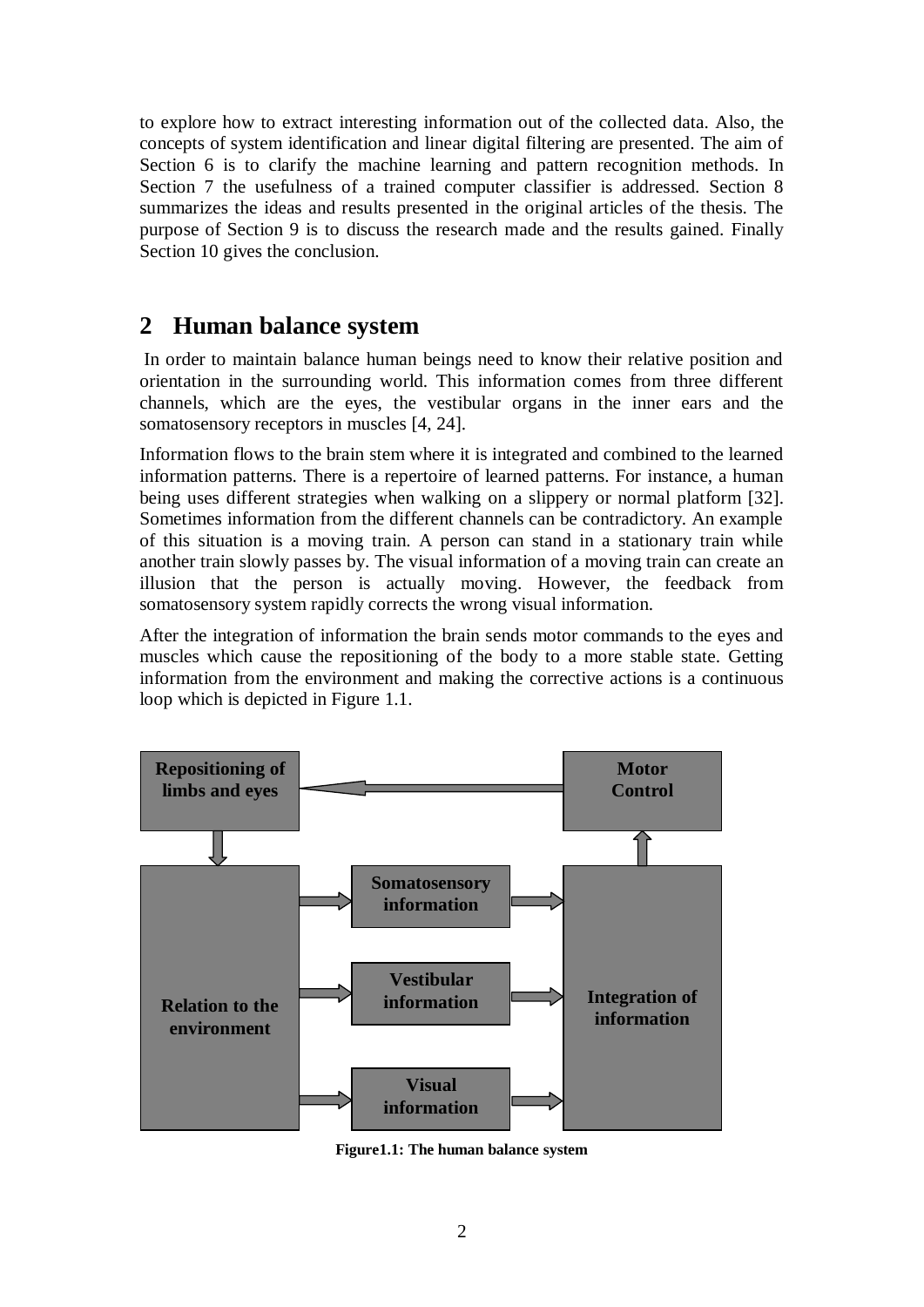to explore how to extract interesting information out of the collected data. Also, the concepts of system identification and linear digital filtering are presented. The aim of Section 6 is to clarify the machine learning and pattern recognition methods. In Section 7 the usefulness of a trained computer classifier is addressed. Section 8 summarizes the ideas and results presented in the original articles of the thesis. The purpose of Section 9 is to discuss the research made and the results gained. Finally Section 10 gives the conclusion.

# 2 Human balance system

In order to maintain balance human beings need to know their relative position and orientation in the surrounding world. This information comes from three different channels, which are the eyes, the vestibular organs in the inner ears and the somatosensory receptors in muscles [4, 24].

Information flows to the brain stem where it is integrated and combined to the learned information patterns. There is a repertoire of learned patterns. For instance, a human being uses different strategies when walking on a slippery or normal platform [32]. Sometimes information from the different channels can be contradictory. An example of this situation is a moving train. A person can stand in a stationary train while another train slowly passes by. The visual information of a moving train can create an illusion that the person is actually moving. However, the feedback from somatosensory system rapidly corrects the wrong visual information.

After the integration of information the brain sends motor commands to the eyes and muscles which cause the repositioning of the body to a more stable state. Getting information from the environment and making the corrective actions is a continuous loop which is depicted in Figure 1.1.

Repositioning of limbs and eyes

Motor Control

Relation to the environment

Somatosensory information

Vestibular information

Visual information

Integration of information

**Figure1.1: The human balance system**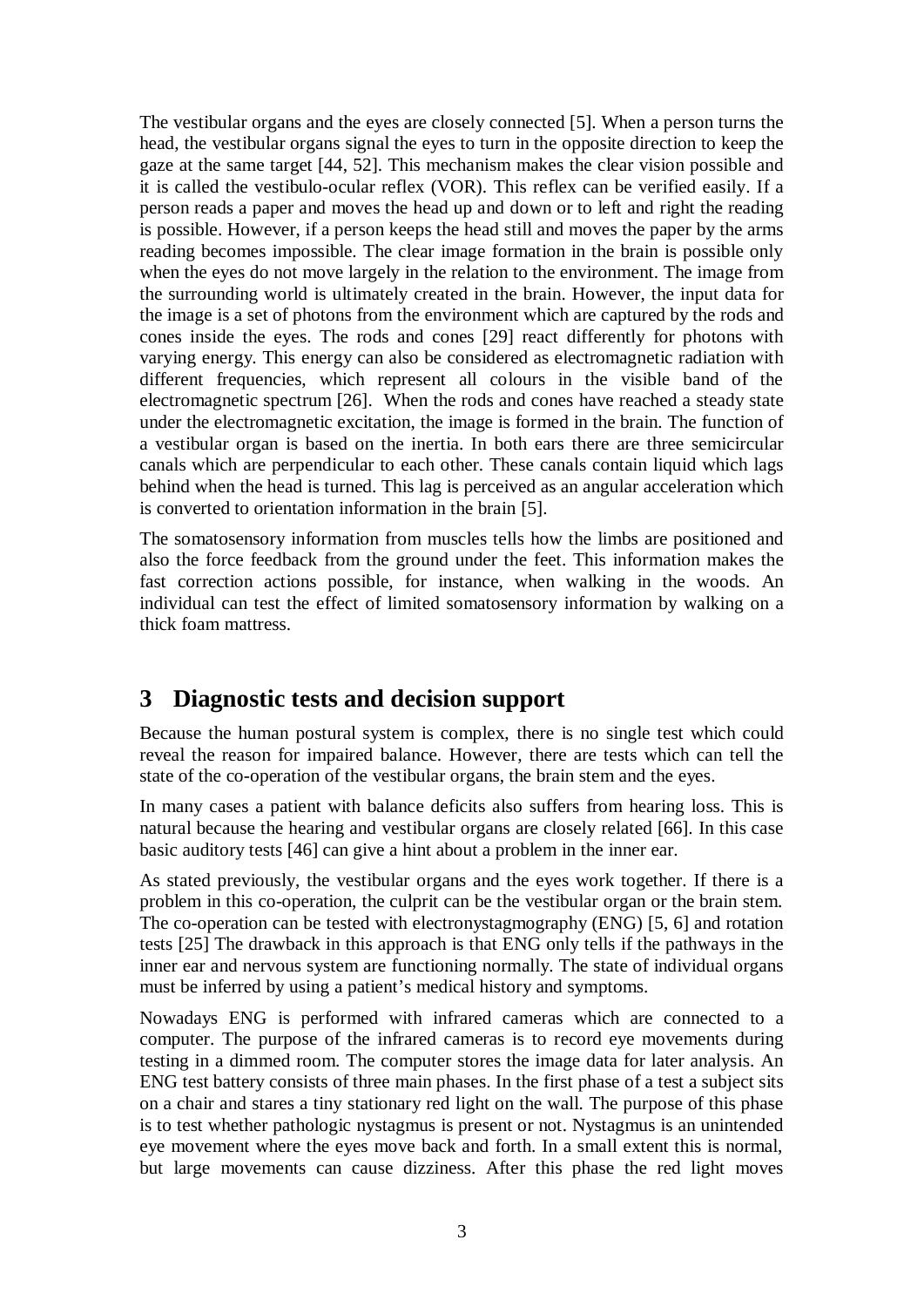The vestibular organs and the eyes are closely connected [5]. When a person turns the head, the vestibular organs signal the eyes to turn in the opposite direction to keep the gaze at the same target [44, 52]. This mechanism makes the clear vision possible and it is called the vestibulo-ocular reflex (VOR). This reflex can be verified easily. If a person reads a paper and moves the head up and down or to left and right the reading is possible. However, if a person keeps the head still and moves the paper by the arms reading becomes impossible. The clear image formation in the brain is possible only when the eyes do not move largely in the relation to the environment. The image from the surrounding world is ultimately created in the brain. However, the input data for the image is a set of photons from the environment which are captured by the rods and cones inside the eyes. The rods and cones [29] react differently for photons with varying energy. This energy can also be considered as electromagnetic radiation with different frequencies, which represent all colours in the visible band of the electromagnetic spectrum [26]. When the rods and cones have reached a steady state under the electromagnetic excitation, the image is formed in the brain. The function of a vestibular organ is based on the inertia. In both ears there are three semicircular canals which are perpendicular to each other. These canals contain liquid which lags behind when the head is turned. This lag is perceived as an angular acceleration which is converted to orientation information in the brain [5].

The somatosensory information from muscles tells how the limbs are positioned and also the force feedback from the ground under the feet. This information makes the fast correction actions possible, for instance, when walking in the woods. An individual can test the effect of limited somatosensory information by walking on a thick foam mattress.

## 3 Diagnostic tests and decision support

Because the human postural system is complex, there is no single test which could reveal the reason for impaired balance. However, there are tests which can tell the state of the co-operation of the vestibular organs, the brain stem and the eyes.

In many cases a patient with balance deficits also suffers from hearing loss. This is natural because the hearing and vestibular organs are closely related [66]. In this case basic auditory tests [46] can give a hint about a problem in the inner ear.

As stated previously, the vestibular organs and the eyes work together. If there is a problem in this co-operation, the culprit can be the vestibular organ or the brain stem. The co-operation can be tested with electronystagmography (ENG) [5, 6] and rotation tests [25] The drawback in this approach is that ENG only tells if the pathways in the inner ear and nervous system are functioning normally. The state of individual organs must be inferred by using a patient's medical history and symptoms.

Nowadays ENG is performed with infrared cameras which are connected to a computer. The purpose of the infrared cameras is to record eye movements during testing in a dimmed room. The computer stores the image data for later analysis. An ENG test battery consists of three main phases. In the first phase of a test a subject sits on a chair and stares a tiny stationary red light on the wall. The purpose of this phase is to test whether pathologic nystagmus is present or not. Nystagmus is an unintended eye movement where the eyes move back and forth. In a small extent this is normal, but large movements can cause dizziness. After this phase the red light moves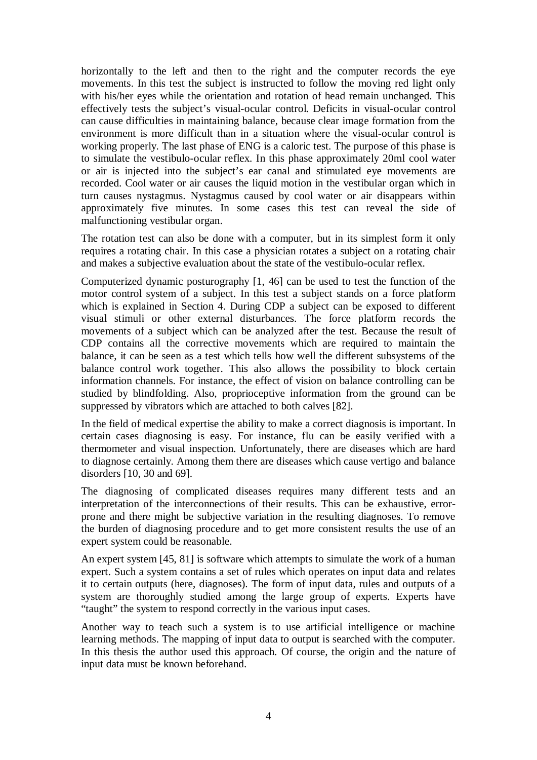horizontally to the left and then to the right and the computer records the eye movements. In this test the subject is instructed to follow the moving red light only with his/her eyes while the orientation and rotation of head remain unchanged. This effectively tests the subject's visual-ocular control. Deficits in visual-ocular control can cause difficulties in maintaining balance, because clear image formation from the environment is more difficult than in a situation where the visual-ocular control is working properly. The last phase of ENG is a caloric test. The purpose of this phase is to simulate the vestibulo-ocular reflex. In this phase approximately 20ml cool water or air is injected into the subject's ear canal and stimulated eye movements are recorded. Cool water or air causes the liquid motion in the vestibular organ which in turn causes nystagmus. Nystagmus caused by cool water or air disappears within approximately five minutes. In some cases this test can reveal the side of malfunctioning vestibular organ.

The rotation test can also be done with a computer, but in its simplest form it only requires a rotating chair. In this case a physician rotates a subject on a rotating chair and makes a subjective evaluation about the state of the vestibulo-ocular reflex.

Computerized dynamic posturography [1, 46] can be used to test the function of the motor control system of a subject. In this test a subject stands on a force platform which is explained in Section 4. During CDP a subject can be exposed to different visual stimuli or other external disturbances. The force platform records the movements of a subject which can be analyzed after the test. Because the result of CDP contains all the corrective movements which are required to maintain the balance, it can be seen as a test which tells how well the different subsystems of the balance control work together. This also allows the possibility to block certain information channels. For instance, the effect of vision on balance controlling can be studied by blindfolding. Also, proprioceptive information from the ground can be suppressed by vibrators which are attached to both calves [82].

In the field of medical expertise the ability to make a correct diagnosis is important. In certain cases diagnosing is easy. For instance, flu can be easily verified with a thermometer and visual inspection. Unfortunately, there are diseases which are hard to diagnose certainly. Among them there are diseases which cause vertigo and balance disorders [10, 30 and 69].

The diagnosing of complicated diseases requires many different tests and an interpretation of the interconnections of their results. This can be exhaustive, error-prone and there might be subjective variation in the resulting diagnoses. To remove the burden of diagnosing procedure and to get more consistent results the use of an expert system could be reasonable.

An expert system [45, 81] is software which attempts to simulate the work of a human expert. Such a system contains a set of rules which operates on input data and relates it to certain outputs (here, diagnoses). The form of input data, rules and outputs of a system are thoroughly studied among the large group of experts. Experts have "taught" the system to respond correctly in the various input cases.

Another way to teach such a system is to use artificial intelligence or machine learning methods. The mapping of input data to output is searched with the computer. In this thesis the author used this approach. Of course, the origin and the nature of input data must be known beforehand.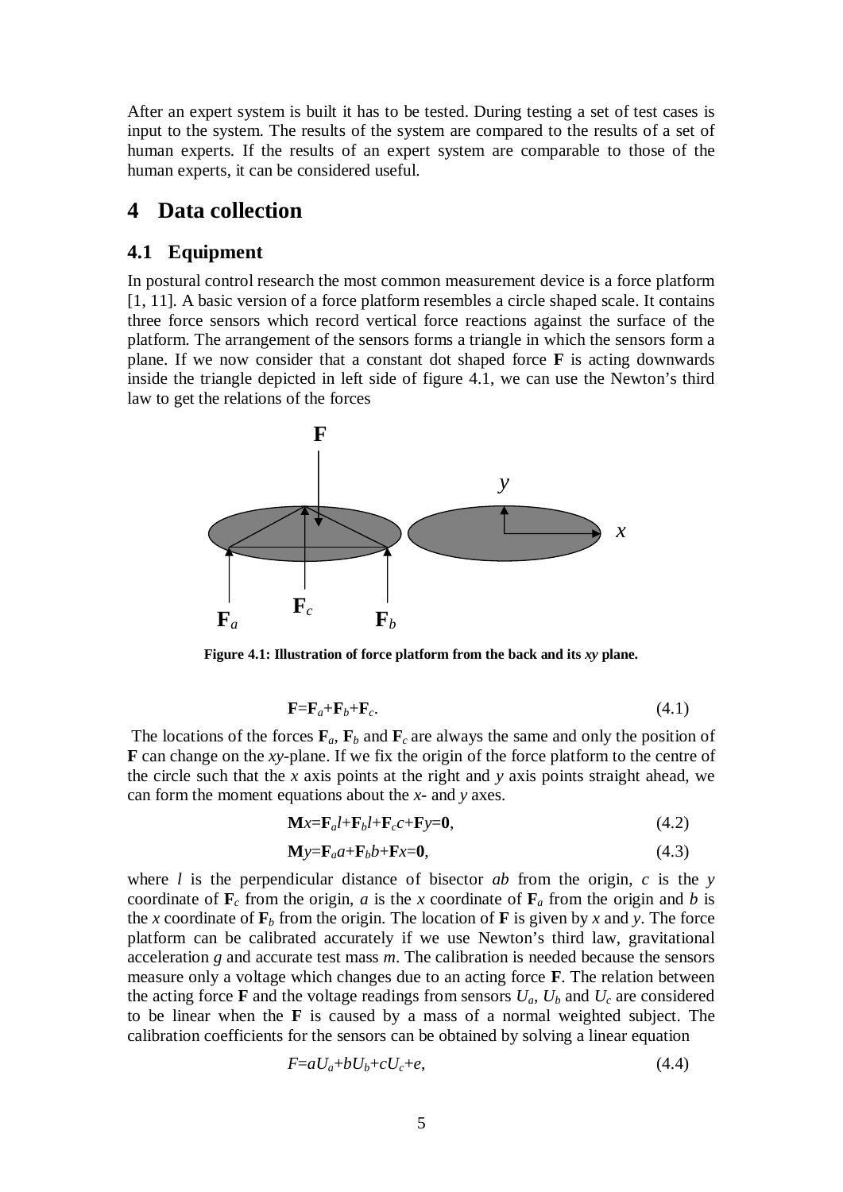After an expert system is built it has to be tested. During testing a set of test cases is input to the system. The results of the system are compared to the results of a set of human experts. If the results of an expert system are comparable to those of the human experts, it can be considered useful.

# 4 Data collection

## 4.1 Equipment

In postural control research the most common measurement device is a force platform [1, 11]. A basic version of a force platform resembles a circle shaped scale. It contains three force sensors which record vertical force reactions against the surface of the platform. The arrangement of the sensors forms a triangle in which the sensors form a plane. If we now consider that a constant dot shaped force **F** is acting downwards inside the triangle depicted in left side of figure 4.1, we can use the Newton's third law to get the relations of the forces

**Figure 4.1: Illustration of force platform from the back and its *xy* plane.**

$$\mathbf{F}=\mathbf{F}_a+\mathbf{F}_b+\mathbf{F}_c. \qquad (4.1)$$

The locations of the forces $\mathbf{F}_a$, $\mathbf{F}_b$ and $\mathbf{F}_c$ are always the same and only the position of **F** can change on the *xy*-plane. If we fix the origin of the force platform to the centre of the circle such that the *x* axis points at the right and *y* axis points straight ahead, we can form the moment equations about the *x*- and *y* axes.

$$\mathbf{M}x=\mathbf{F}_a l+\mathbf{F}_b l+\mathbf{F}_c c+\mathbf{F}y=\mathbf{0}, \qquad (4.2)$$

$$\mathbf{M}y=\mathbf{F}_a a+\mathbf{F}_b b+\mathbf{F}x=\mathbf{0}, \qquad (4.3)$$

where $l$ is the perpendicular distance of bisector $ab$ from the origin, $c$ is the $y$ coordinate of $\mathbf{F}_c$ from the origin, $a$ is the $x$ coordinate of $\mathbf{F}_a$ from the origin and $b$ is the $x$ coordinate of $\mathbf{F}_b$ from the origin. The location of **F** is given by $x$ and $y$. The force platform can be calibrated accurately if we use Newton's third law, gravitational acceleration $g$ and accurate test mass $m$. The calibration is needed because the sensors measure only a voltage which changes due to an acting force **F**. The relation between the acting force **F** and the voltage readings from sensors $U_a$, $U_b$ and $U_c$ are considered to be linear when the **F** is caused by a mass of a normal weighted subject. The calibration coefficients for the sensors can be obtained by solving a linear equation

$$F=aU_a+bU_b+cU_c+e, \qquad (4.4)$$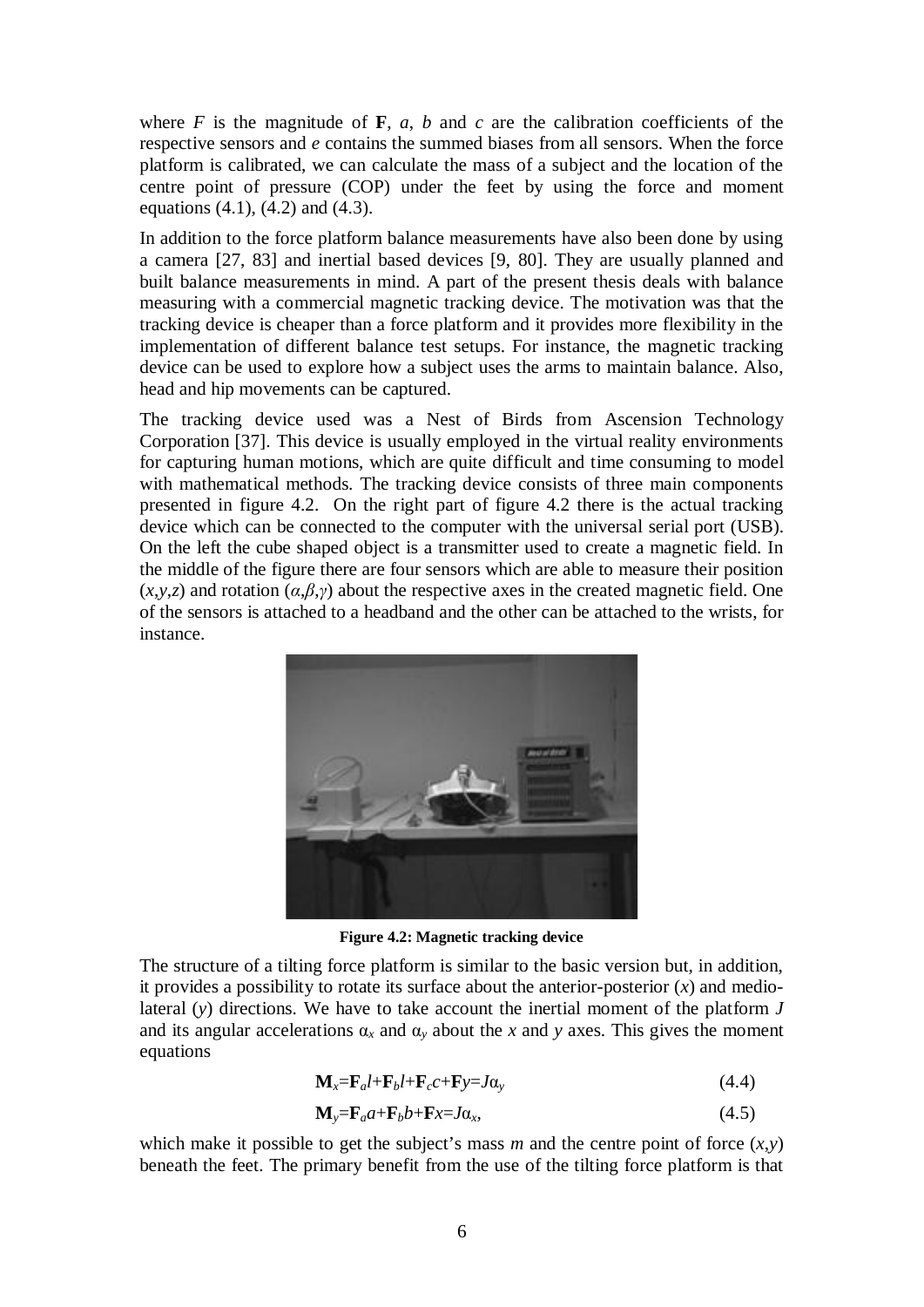where $F$ is the magnitude of $\mathbf{F}$, $a$, $b$ and $c$ are the calibration coefficients of the respective sensors and $e$ contains the summed biases from all sensors. When the force platform is calibrated, we can calculate the mass of a subject and the location of the centre point of pressure (COP) under the feet by using the force and moment equations (4.1), (4.2) and (4.3).

In addition to the force platform balance measurements have also been done by using a camera [27, 83] and inertial based devices [9, 80]. They are usually planned and built balance measurements in mind. A part of the present thesis deals with balance measuring with a commercial magnetic tracking device. The motivation was that the tracking device is cheaper than a force platform and it provides more flexibility in the implementation of different balance test setups. For instance, the magnetic tracking device can be used to explore how a subject uses the arms to maintain balance. Also, head and hip movements can be captured.

The tracking device used was a Nest of Birds from Ascension Technology Corporation [37]. This device is usually employed in the virtual reality environments for capturing human motions, which are quite difficult and time consuming to model with mathematical methods. The tracking device consists of three main components presented in figure 4.2. On the right part of figure 4.2 there is the actual tracking device which can be connected to the computer with the universal serial port (USB). On the left the cube shaped object is a transmitter used to create a magnetic field. In the middle of the figure there are four sensors which are able to measure their position $(x,y,z)$ and rotation $(\alpha,\beta,\gamma)$ about the respective axes in the created magnetic field. One of the sensors is attached to a headband and the other can be attached to the wrists, for instance.

**Figure 4.2: Magnetic tracking device**

The structure of a tilting force platform is similar to the basic version but, in addition, it provides a possibility to rotate its surface about the anterior-posterior ($x$) and medio-lateral ($y$) directions. We have to take account the inertial moment of the platform $J$ and its angular accelerations $\alpha_x$ and $\alpha_y$ about the $x$ and $y$ axes. This gives the moment equations

$$\mathbf{M}_x=\mathbf{F}_a l+\mathbf{F}_b l+\mathbf{F}_c c+\mathbf{F}y=J\alpha_y \tag{4.4}$$

$$\mathbf{M}_y=\mathbf{F}_a a+\mathbf{F}_b b+\mathbf{F}x=J\alpha_x, \tag{4.5}$$

which make it possible to get the subject's mass $m$ and the centre point of force $(x,y)$ beneath the feet. The primary benefit from the use of the tilting force platform is that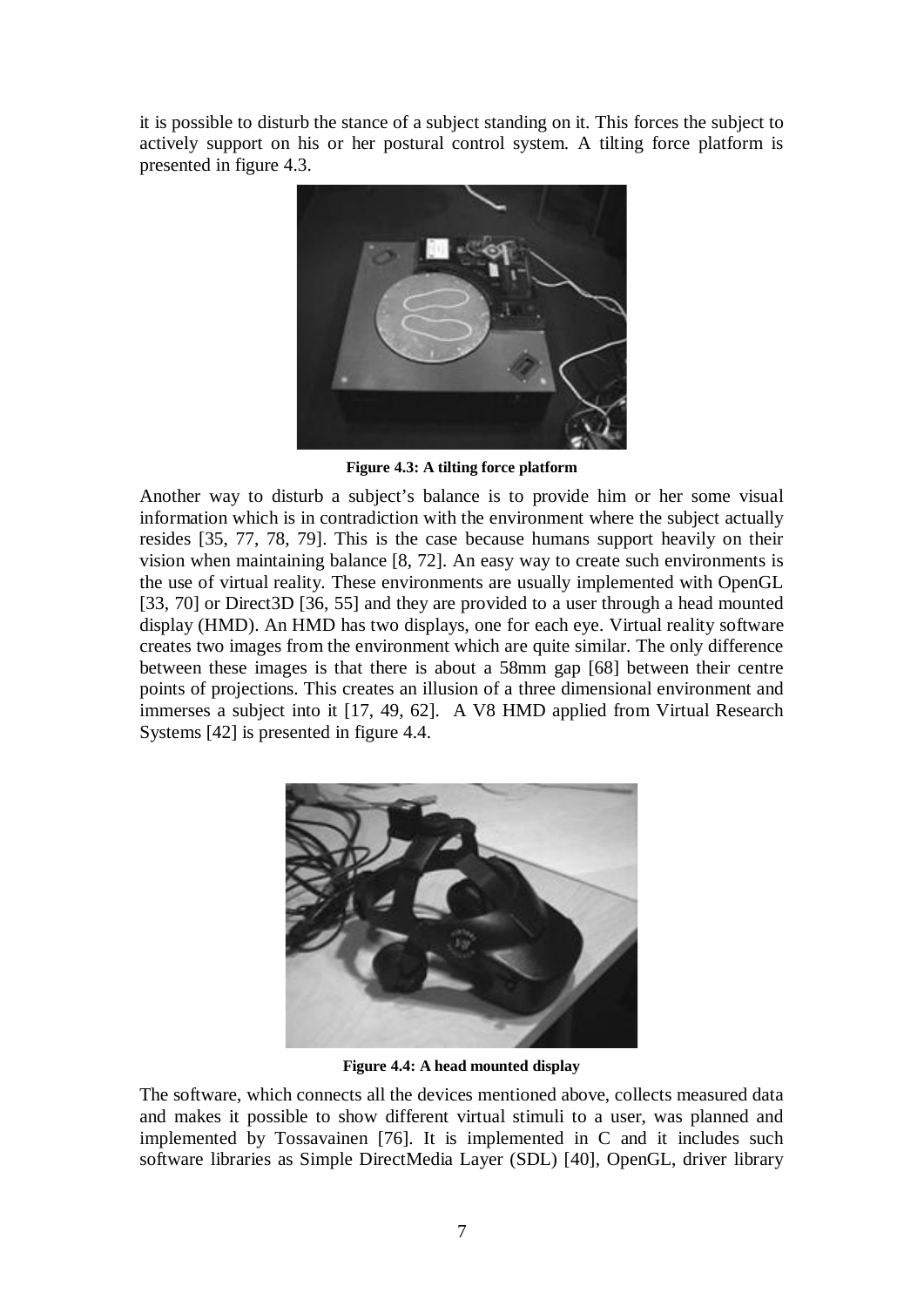it is possible to disturb the stance of a subject standing on it. This forces the subject to actively support on his or her postural control system. A tilting force platform is presented in figure 4.3.

**Figure 4.3: A tilting force platform**

Another way to disturb a subject's balance is to provide him or her some visual information which is in contradiction with the environment where the subject actually resides [35, 77, 78, 79]. This is the case because humans support heavily on their vision when maintaining balance [8, 72]. An easy way to create such environments is the use of virtual reality. These environments are usually implemented with OpenGL [33, 70] or Direct3D [36, 55] and they are provided to a user through a head mounted display (HMD). An HMD has two displays, one for each eye. Virtual reality software creates two images from the environment which are quite similar. The only difference between these images is that there is about a 58mm gap [68] between their centre points of projections. This creates an illusion of a three dimensional environment and immerses a subject into it [17, 49, 62]. A V8 HMD applied from Virtual Research Systems [42] is presented in figure 4.4.

**Figure 4.4: A head mounted display**

The software, which connects all the devices mentioned above, collects measured data and makes it possible to show different virtual stimuli to a user, was planned and implemented by Tossavainen [76]. It is implemented in C and it includes such software libraries as Simple DirectMedia Layer (SDL) [40], OpenGL, driver library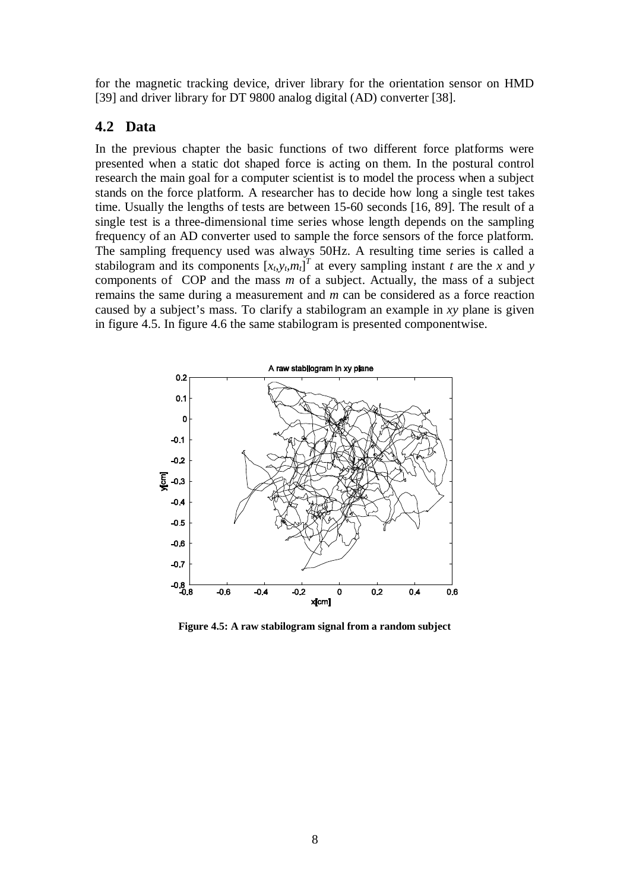for the magnetic tracking device, driver library for the orientation sensor on HMD [39] and driver library for DT 9800 analog digital (AD) converter [38].

## 4.2 Data

In the previous chapter the basic functions of two different force platforms were presented when a static dot shaped force is acting on them. In the postural control research the main goal for a computer scientist is to model the process when a subject stands on the force platform. A researcher has to decide how long a single test takes time. Usually the lengths of tests are between 15-60 seconds [16, 89]. The result of a single test is a three-dimensional time series whose length depends on the sampling frequency of an AD converter used to sample the force sensors of the force platform. The sampling frequency used was always 50Hz. A resulting time series is called a stabilogram and its components $[x_t,y_t,m_t]^T$ at every sampling instant $t$ are the $x$ and $y$ components of COP and the mass $m$ of a subject. Actually, the mass of a subject remains the same during a measurement and $m$ can be considered as a force reaction caused by a subject's mass. To clarify a stabilogram an example in $xy$ plane is given in figure 4.5. In figure 4.6 the same stabilogram is presented componentwise.

**Figure 4.5: A raw stabilogram signal from a random subject**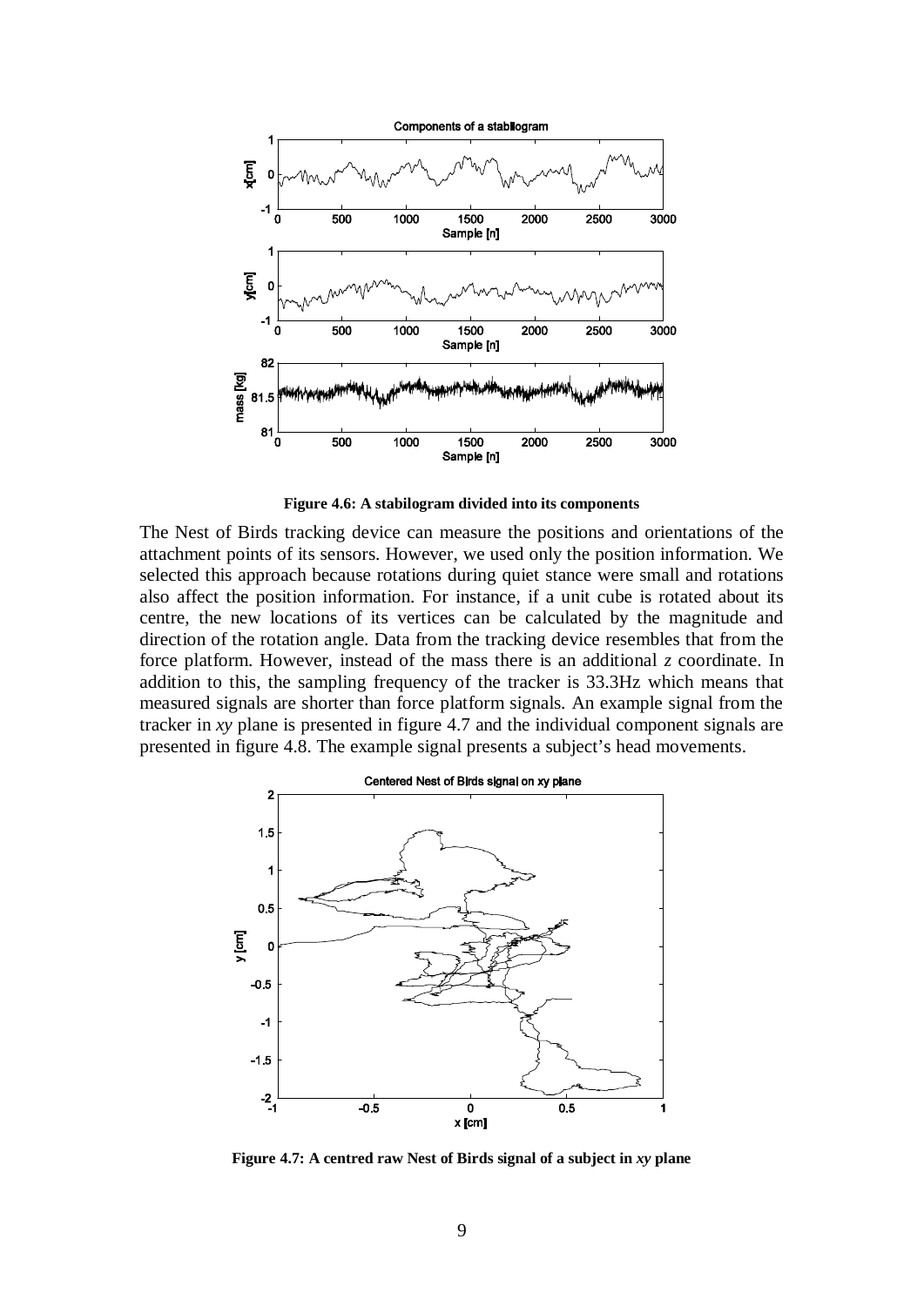**Figure 4.6: A stabilogram divided into its components**

The Nest of Birds tracking device can measure the positions and orientations of the attachment points of its sensors. However, we used only the position information. We selected this approach because rotations during quiet stance were small and rotations also affect the position information. For instance, if a unit cube is rotated about its centre, the new locations of its vertices can be calculated by the magnitude and direction of the rotation angle. Data from the tracking device resembles that from the force platform. However, instead of the mass there is an additional *z* coordinate. In addition to this, the sampling frequency of the tracker is 33.3Hz which means that measured signals are shorter than force platform signals. An example signal from the tracker in *xy* plane is presented in figure 4.7 and the individual component signals are presented in figure 4.8. The example signal presents a subject's head movements.

**Figure 4.7: A centred raw Nest of Birds signal of a subject in *xy* plane**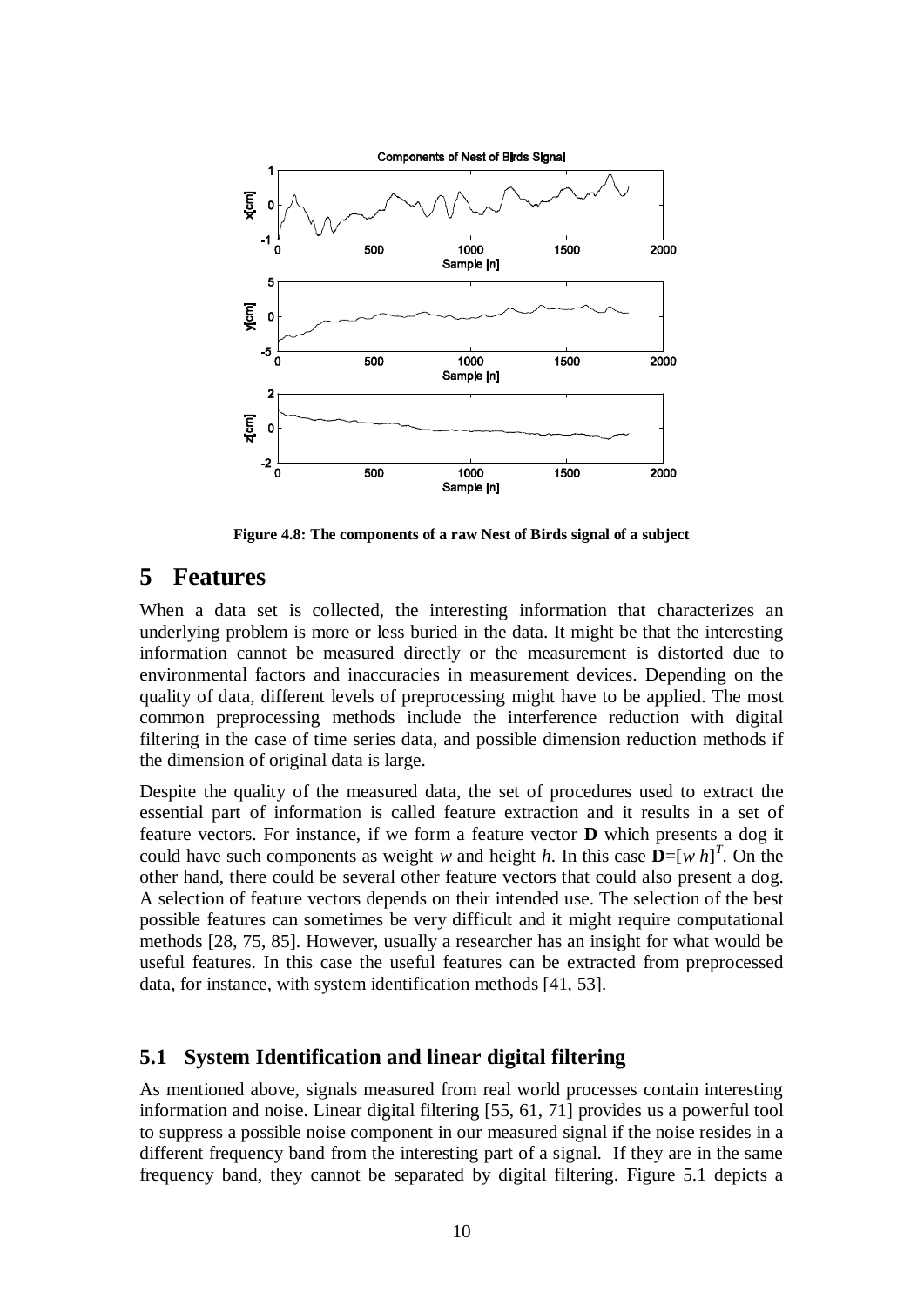Figure 4.8: The components of a raw Nest of Birds signal of a subject

# 5 Features

When a data set is collected, the interesting information that characterizes an underlying problem is more or less buried in the data. It might be that the interesting information cannot be measured directly or the measurement is distorted due to environmental factors and inaccuracies in measurement devices. Depending on the quality of data, different levels of preprocessing might have to be applied. The most common preprocessing methods include the interference reduction with digital filtering in the case of time series data, and possible dimension reduction methods if the dimension of original data is large.

Despite the quality of the measured data, the set of procedures used to extract the essential part of information is called feature extraction and it results in a set of feature vectors. For instance, if we form a feature vector **D** which presents a dog it could have such components as weight $w$ and height $h$. In this case $\mathbf{D}=[w\ h]^T$. On the other hand, there could be several other feature vectors that could also present a dog. A selection of feature vectors depends on their intended use. The selection of the best possible features can sometimes be very difficult and it might require computational methods [28, 75, 85]. However, usually a researcher has an insight for what would be useful features. In this case the useful features can be extracted from preprocessed data, for instance, with system identification methods [41, 53].

## 5.1 System Identification and linear digital filtering

As mentioned above, signals measured from real world processes contain interesting information and noise. Linear digital filtering [55, 61, 71] provides us a powerful tool to suppress a possible noise component in our measured signal if the noise resides in a different frequency band from the interesting part of a signal. If they are in the same frequency band, they cannot be separated by digital filtering. Figure 5.1 depicts a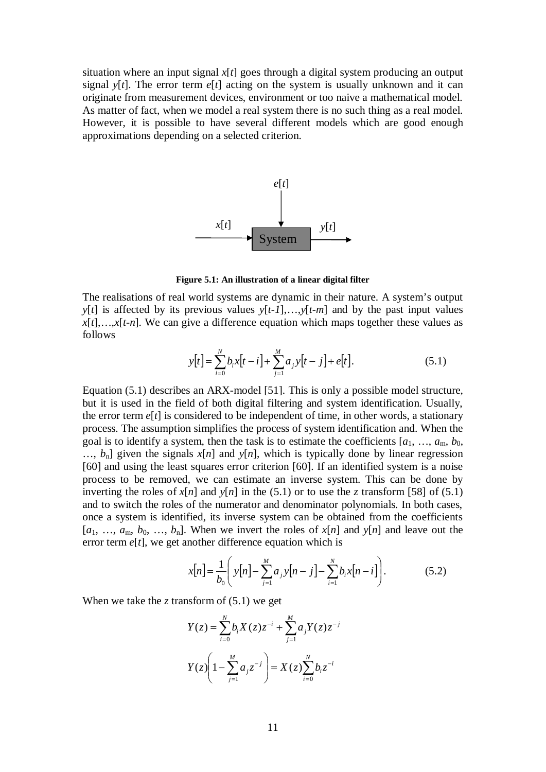situation where an input signal $x[t]$ goes through a digital system producing an output signal $y[t]$. The error term $e[t]$ acting on the system is usually unknown and it can originate from measurement devices, environment or too naive a mathematical model. As matter of fact, when we model a real system there is no such thing as a real model. However, it is possible to have several different models which are good enough approximations depending on a selected criterion.

**Figure 5.1: An illustration of a linear digital filter**

The realisations of real world systems are dynamic in their nature. A system's output $y[t]$ is affected by its previous values $y[t-1],\ldots,y[t-m]$ and by the past input values $x[t],\ldots,x[t-n]$. We can give a difference equation which maps together these values as follows

$$y[t] = \sum_{i=0}^{N} b_i x[t-i] + \sum_{j=1}^{M} a_j y[t-j] + e[t]. \tag{5.1}$$

Equation (5.1) describes an ARX-model [51]. This is only a possible model structure, but it is used in the field of both digital filtering and system identification. Usually, the error term $e[t]$ is considered to be independent of time, in other words, a stationary process. The assumption simplifies the process of system identification and. When the goal is to identify a system, then the task is to estimate the coefficients $[a_1, \ldots, a_m, b_0, \ldots, b_n]$ given the signals $x[n]$ and $y[n]$, which is typically done by linear regression [60] and using the least squares error criterion [60]. If an identified system is a noise process to be removed, we can estimate an inverse system. This can be done by inverting the roles of $x[n]$ and $y[n]$ in the (5.1) or to use the $z$ transform [58] of (5.1) and to switch the roles of the numerator and denominator polynomials. In both cases, once a system is identified, its inverse system can be obtained from the coefficients $[a_1, \ldots, a_m, b_0, \ldots, b_n]$. When we invert the roles of $x[n]$ and $y[n]$ and leave out the error term $e[t]$, we get another difference equation which is

$$x[n] = \frac{1}{b_0}\left( y[n] - \sum_{j=1}^{M} a_j y[n-j] - \sum_{i=1}^{N} b_i x[n-i] \right). \tag{5.2}$$

When we take the $z$ transform of (5.1) we get

$$Y(z) = \sum_{i=0}^{N} b_i X(z) z^{-i} + \sum_{j=1}^{M} a_j Y(z) z^{-j}$$

$$Y(z)\left(1 - \sum_{j=1}^{M} a_j z^{-j}\right) = X(z) \sum_{i=0}^{N} b_i z^{-i}$$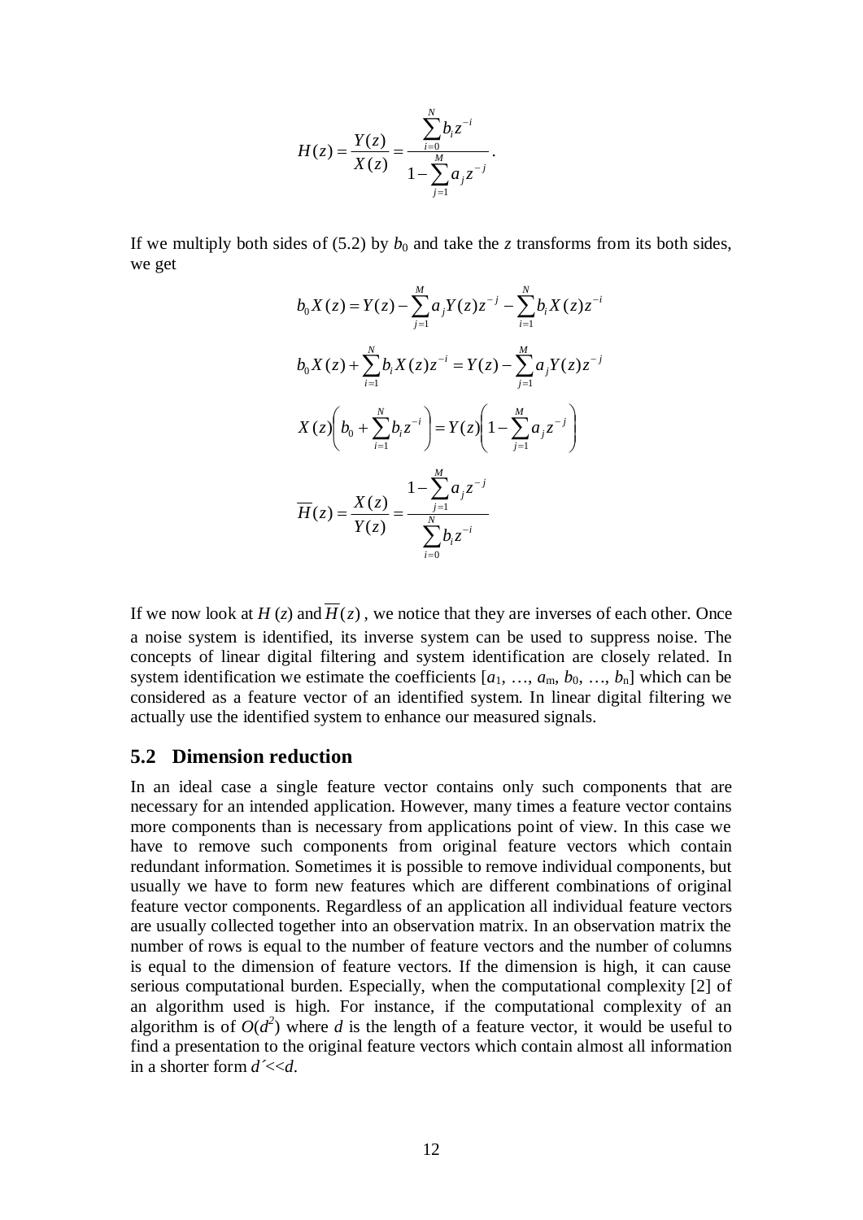$$H(z) = \frac{Y(z)}{X(z)} = \frac{\sum_{i=0}^{N} b_i z^{-i}}{1 - \sum_{j=1}^{M} a_j z^{-j}}.$$

If we multiply both sides of (5.2) by $b_0$ and take the $z$ transforms from its both sides, we get

$$b_0 X(z) = Y(z) - \sum_{j=1}^{M} a_j Y(z) z^{-j} - \sum_{i=1}^{N} b_i X(z) z^{-i}$$

$$b_0 X(z) + \sum_{i=1}^{N} b_i X(z) z^{-i} = Y(z) - \sum_{j=1}^{M} a_j Y(z) z^{-j}$$

$$X(z)\left(b_0 + \sum_{i=1}^{N} b_i z^{-i}\right) = Y(z)\left(1 - \sum_{j=1}^{M} a_j z^{-j}\right)$$

$$\overline{H}(z) = \frac{X(z)}{Y(z)} = \frac{1 - \sum_{j=1}^{M} a_j z^{-j}}{\sum_{i=0}^{N} b_i z^{-i}}$$

If we now look at $H(z)$ and $\overline{H}(z)$, we notice that they are inverses of each other. Once a noise system is identified, its inverse system can be used to suppress noise. The concepts of linear digital filtering and system identification are closely related. In system identification we estimate the coefficients $[a_1, \ldots, a_m, b_0, \ldots, b_n]$ which can be considered as a feature vector of an identified system. In linear digital filtering we actually use the identified system to enhance our measured signals.

## 5.2 Dimension reduction

In an ideal case a single feature vector contains only such components that are necessary for an intended application. However, many times a feature vector contains more components than is necessary from applications point of view. In this case we have to remove such components from original feature vectors which contain redundant information. Sometimes it is possible to remove individual components, but usually we have to form new features which are different combinations of original feature vector components. Regardless of an application all individual feature vectors are usually collected together into an observation matrix. In an observation matrix the number of rows is equal to the number of feature vectors and the number of columns is equal to the dimension of feature vectors. If the dimension is high, it can cause serious computational burden. Especially, when the computational complexity [2] of an algorithm used is high. For instance, if the computational complexity of an algorithm is of $O(d^2)$ where $d$ is the length of a feature vector, it would be useful to find a presentation to the original feature vectors which contain almost all information in a shorter form $d' << d$.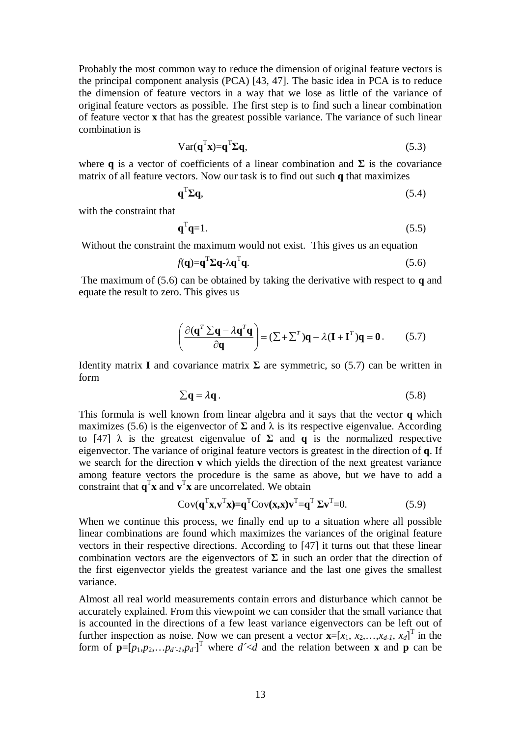Probably the most common way to reduce the dimension of original feature vectors is the principal component analysis (PCA) [43, 47]. The basic idea in PCA is to reduce the dimension of feature vectors in a way that we lose as little of the variance of original feature vectors as possible. The first step is to find such a linear combination of feature vector $\mathbf{x}$ that has the greatest possible variance. The variance of such linear combination is

$$\mathrm{Var}(\mathbf{q}^{\mathrm{T}}\mathbf{x})=\mathbf{q}^{\mathrm{T}}\mathbf{\Sigma}\mathbf{q}, \tag{5.3}$$

where $\mathbf{q}$ is a vector of coefficients of a linear combination and $\mathbf{\Sigma}$ is the covariance matrix of all feature vectors. Now our task is to find out such $\mathbf{q}$ that maximizes

$$\mathbf{q}^{\mathrm{T}}\mathbf{\Sigma}\mathbf{q}, \tag{5.4}$$

with the constraint that

$$\mathbf{q}^{\mathrm{T}}\mathbf{q}=1. \tag{5.5}$$

Without the constraint the maximum would not exist. This gives us an equation

$$f(\mathbf{q})=\mathbf{q}^{\mathrm{T}}\mathbf{\Sigma}\mathbf{q}-\lambda\mathbf{q}^{\mathrm{T}}\mathbf{q}. \tag{5.6}$$

The maximum of (5.6) can be obtained by taking the derivative with respect to $\mathbf{q}$ and equate the result to zero. This gives us

$$\left(\frac{\partial(\mathbf{q}^{T}\Sigma\mathbf{q}-\lambda\mathbf{q}^{T}\mathbf{q}}{\partial\mathbf{q}}\right)=(\Sigma+\Sigma^{T})\mathbf{q}-\lambda(\mathbf{I}+\mathbf{I}^{T})\mathbf{q}=\mathbf{0}. \tag{5.7}$$

Identity matrix $\mathbf{I}$ and covariance matrix $\mathbf{\Sigma}$ are symmetric, so (5.7) can be written in form

$$\Sigma\mathbf{q}=\lambda\mathbf{q}. \tag{5.8}$$

This formula is well known from linear algebra and it says that the vector $\mathbf{q}$ which maximizes (5.6) is the eigenvector of $\mathbf{\Sigma}$ and $\lambda$ is its respective eigenvalue. According to [47] $\lambda$ is the greatest eigenvalue of $\mathbf{\Sigma}$ and $\mathbf{q}$ is the normalized respective eigenvector. The variance of original feature vectors is greatest in the direction of $\mathbf{q}$. If we search for the direction $\mathbf{v}$ which yields the direction of the next greatest variance among feature vectors the procedure is the same as above, but we have to add a constraint that $\mathbf{q}^{\mathrm{T}}\mathbf{x}$ and $\mathbf{v}^{\mathrm{T}}\mathbf{x}$ are uncorrelated. We obtain

$$\mathrm{Cov}(\mathbf{q}^{\mathrm{T}}\mathbf{x},\mathbf{v}^{\mathrm{T}}\mathbf{x})=\mathbf{q}^{\mathrm{T}}\mathrm{Cov}(\mathbf{x},\mathbf{x})\mathbf{v}^{\mathrm{T}}=\mathbf{q}^{\mathrm{T}}\,\mathbf{\Sigma}\mathbf{v}^{\mathrm{T}}=0. \tag{5.9}$$

When we continue this process, we finally end up to a situation where all possible linear combinations are found which maximizes the variances of the original feature vectors in their respective directions. According to [47] it turns out that these linear combination vectors are the eigenvectors of $\mathbf{\Sigma}$ in such an order that the direction of the first eigenvector yields the greatest variance and the last one gives the smallest variance.

Almost all real world measurements contain errors and disturbance which cannot be accurately explained. From this viewpoint we can consider that the small variance that is accounted in the directions of a few least variance eigenvectors can be left out of further inspection as noise. Now we can present a vector $\mathbf{x}=[x_1, x_2,\ldots,x_{d-1}, x_d]^{\mathrm{T}}$ in the form of $\mathbf{p}=[p_1,p_2,\ldots p_{d'-1},p_{d'}]^{\mathrm{T}}$ where $d'<d$ and the relation between $\mathbf{x}$ and $\mathbf{p}$ can be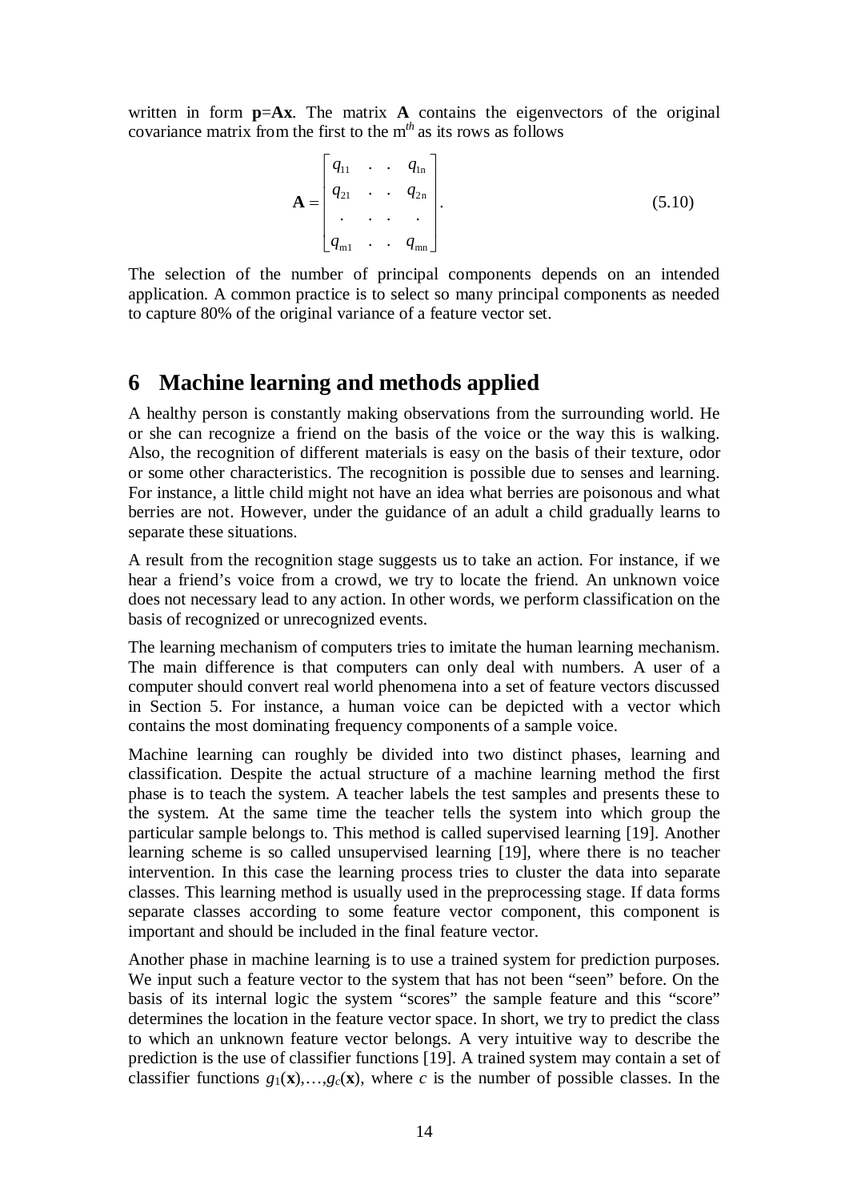written in form $\mathbf{p}=\mathbf{A}\mathbf{x}$. The matrix $\mathbf{A}$ contains the eigenvectors of the original covariance matrix from the first to the m$^{th}$ as its rows as follows

$$\mathbf{A} = \begin{bmatrix} q_{11} & . & . & q_{1n} \\ q_{21} & . & . & q_{2n} \\ . & . & . & . \\ q_{m1} & . & . & q_{mn} \end{bmatrix}. \tag{5.10}$$

The selection of the number of principal components depends on an intended application. A common practice is to select so many principal components as needed to capture 80% of the original variance of a feature vector set.

# 6 Machine learning and methods applied

A healthy person is constantly making observations from the surrounding world. He or she can recognize a friend on the basis of the voice or the way this is walking. Also, the recognition of different materials is easy on the basis of their texture, odor or some other characteristics. The recognition is possible due to senses and learning. For instance, a little child might not have an idea what berries are poisonous and what berries are not. However, under the guidance of an adult a child gradually learns to separate these situations.

A result from the recognition stage suggests us to take an action. For instance, if we hear a friend's voice from a crowd, we try to locate the friend. An unknown voice does not necessary lead to any action. In other words, we perform classification on the basis of recognized or unrecognized events.

The learning mechanism of computers tries to imitate the human learning mechanism. The main difference is that computers can only deal with numbers. A user of a computer should convert real world phenomena into a set of feature vectors discussed in Section 5. For instance, a human voice can be depicted with a vector which contains the most dominating frequency components of a sample voice.

Machine learning can roughly be divided into two distinct phases, learning and classification. Despite the actual structure of a machine learning method the first phase is to teach the system. A teacher labels the test samples and presents these to the system. At the same time the teacher tells the system into which group the particular sample belongs to. This method is called supervised learning [19]. Another learning scheme is so called unsupervised learning [19], where there is no teacher intervention. In this case the learning process tries to cluster the data into separate classes. This learning method is usually used in the preprocessing stage. If data forms separate classes according to some feature vector component, this component is important and should be included in the final feature vector.

Another phase in machine learning is to use a trained system for prediction purposes. We input such a feature vector to the system that has not been "seen" before. On the basis of its internal logic the system "scores" the sample feature and this "score" determines the location in the feature vector space. In short, we try to predict the class to which an unknown feature vector belongs. A very intuitive way to describe the prediction is the use of classifier functions [19]. A trained system may contain a set of classifier functions $g_1(\mathbf{x}),\ldots,g_c(\mathbf{x})$, where $c$ is the number of possible classes. In the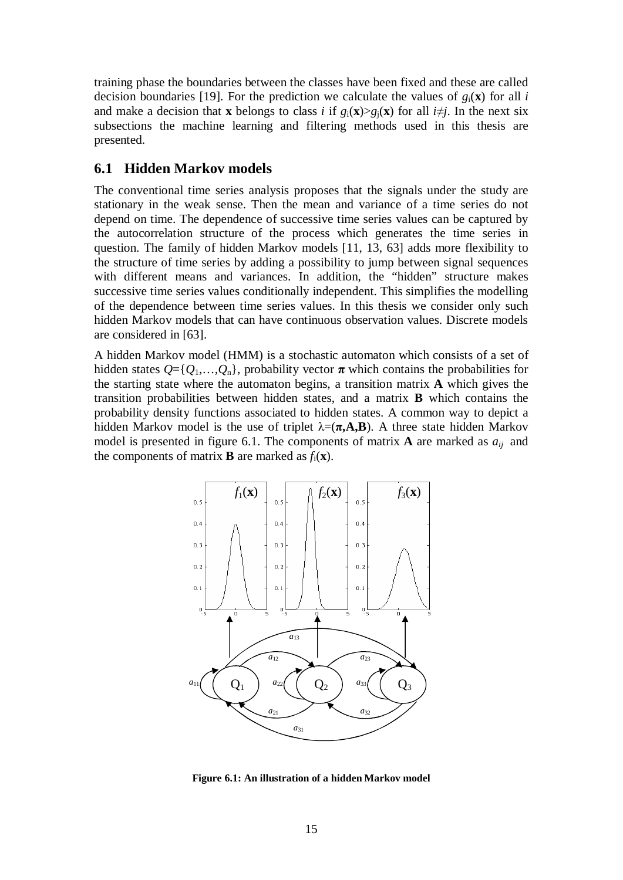training phase the boundaries between the classes have been fixed and these are called decision boundaries [19]. For the prediction we calculate the values of $g_i(\mathbf{x})$ for all $i$ and make a decision that $\mathbf{x}$ belongs to class $i$ if $g_i(\mathbf{x})>g_j(\mathbf{x})$ for all $i\neq j$. In the next six subsections the machine learning and filtering methods used in this thesis are presented.

## 6.1 Hidden Markov models

The conventional time series analysis proposes that the signals under the study are stationary in the weak sense. Then the mean and variance of a time series do not depend on time. The dependence of successive time series values can be captured by the autocorrelation structure of the process which generates the time series in question. The family of hidden Markov models [11, 13, 63] adds more flexibility to the structure of time series by adding a possibility to jump between signal sequences with different means and variances. In addition, the "hidden" structure makes successive time series values conditionally independent. This simplifies the modelling of the dependence between time series values. In this thesis we consider only such hidden Markov models that can have continuous observation values. Discrete models are considered in [63].

A hidden Markov model (HMM) is a stochastic automaton which consists of a set of hidden states $Q=\{Q_1,\ldots,Q_n\}$, probability vector $\boldsymbol{\pi}$ which contains the probabilities for the starting state where the automaton begins, a transition matrix $\mathbf{A}$ which gives the transition probabilities between hidden states, and a matrix $\mathbf{B}$ which contains the probability density functions associated to hidden states. A common way to depict a hidden Markov model is the use of triplet $\lambda=(\boldsymbol{\pi},\mathbf{A},\mathbf{B})$. A three state hidden Markov model is presented in figure 6.1. The components of matrix $\mathbf{A}$ are marked as $a_{ij}$ and the components of matrix $\mathbf{B}$ are marked as $f_i(\mathbf{x})$.

**Figure 6.1: An illustration of a hidden Markov model**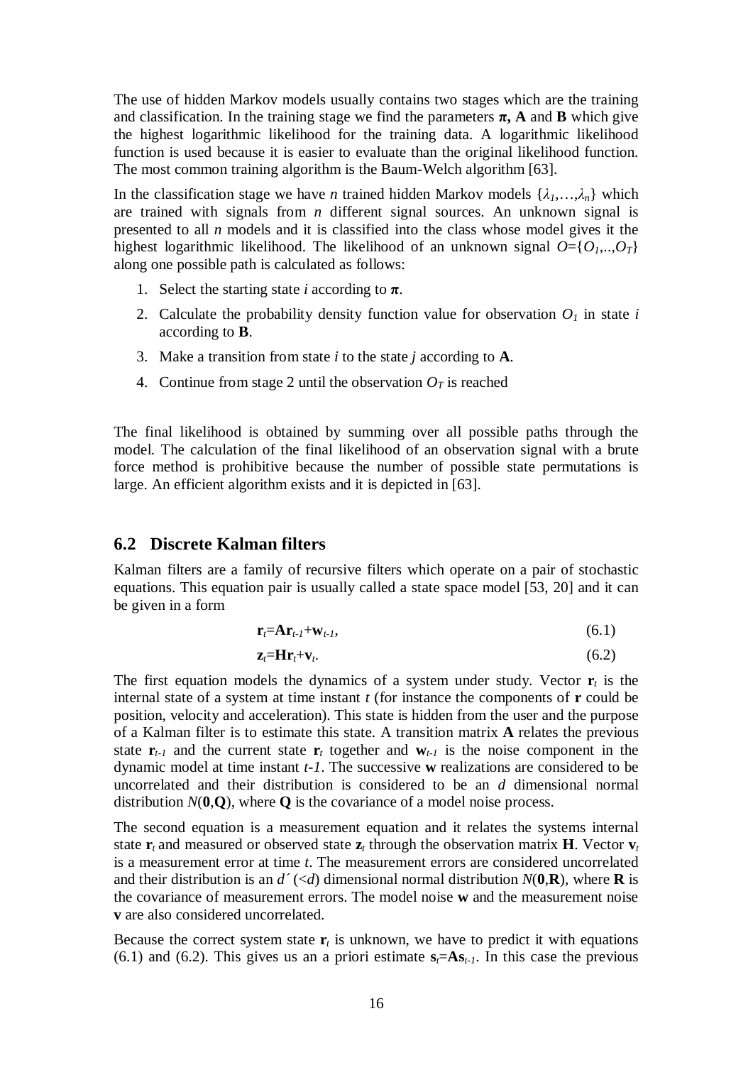The use of hidden Markov models usually contains two stages which are the training and classification. In the training stage we find the parameters $\boldsymbol{\pi}$, $\mathbf{A}$ and $\mathbf{B}$ which give the highest logarithmic likelihood for the training data. A logarithmic likelihood function is used because it is easier to evaluate than the original likelihood function. The most common training algorithm is the Baum-Welch algorithm [63].

In the classification stage we have $n$ trained hidden Markov models $\{\lambda_1,\ldots,\lambda_n\}$ which are trained with signals from $n$ different signal sources. An unknown signal is presented to all $n$ models and it is classified into the class whose model gives it the highest logarithmic likelihood. The likelihood of an unknown signal $O=\{O_1,..,O_T\}$ along one possible path is calculated as follows:

1. Select the starting state $i$ according to $\boldsymbol{\pi}$.
2. Calculate the probability density function value for observation $O_1$ in state $i$ according to $\mathbf{B}$.
3. Make a transition from state $i$ to the state $j$ according to $\mathbf{A}$.
4. Continue from stage 2 until the observation $O_T$ is reached

The final likelihood is obtained by summing over all possible paths through the model. The calculation of the final likelihood of an observation signal with a brute force method is prohibitive because the number of possible state permutations is large. An efficient algorithm exists and it is depicted in [63].

## 6.2 Discrete Kalman filters

Kalman filters are a family of recursive filters which operate on a pair of stochastic equations. This equation pair is usually called a state space model [53, 20] and it can be given in a form

$$\mathbf{r}_t=\mathbf{A}\mathbf{r}_{t-1}+\mathbf{w}_{t-1}, \tag{6.1}$$

$$\mathbf{z}_t=\mathbf{H}\mathbf{r}_t+\mathbf{v}_t. \tag{6.2}$$

The first equation models the dynamics of a system under study. Vector $\mathbf{r}_t$ is the internal state of a system at time instant $t$ (for instance the components of $\mathbf{r}$ could be position, velocity and acceleration). This state is hidden from the user and the purpose of a Kalman filter is to estimate this state. A transition matrix $\mathbf{A}$ relates the previous state $\mathbf{r}_{t-1}$ and the current state $\mathbf{r}_t$ together and $\mathbf{w}_{t-1}$ is the noise component in the dynamic model at time instant $t-1$. The successive $\mathbf{w}$ realizations are considered to be uncorrelated and their distribution is considered to be an $d$ dimensional normal distribution $N(\mathbf{0},\mathbf{Q})$, where $\mathbf{Q}$ is the covariance of a model noise process.

The second equation is a measurement equation and it relates the systems internal state $\mathbf{r}_t$ and measured or observed state $\mathbf{z}_t$ through the observation matrix $\mathbf{H}$. Vector $\mathbf{v}_t$ is a measurement error at time $t$. The measurement errors are considered uncorrelated and their distribution is an $d'$ ($<d$) dimensional normal distribution $N(\mathbf{0},\mathbf{R})$, where $\mathbf{R}$ is the covariance of measurement errors. The model noise $\mathbf{w}$ and the measurement noise $\mathbf{v}$ are also considered uncorrelated.

Because the correct system state $\mathbf{r}_t$ is unknown, we have to predict it with equations (6.1) and (6.2). This gives us an a priori estimate $\mathbf{s}_t=\mathbf{A}\mathbf{s}_{t-1}$. In this case the previous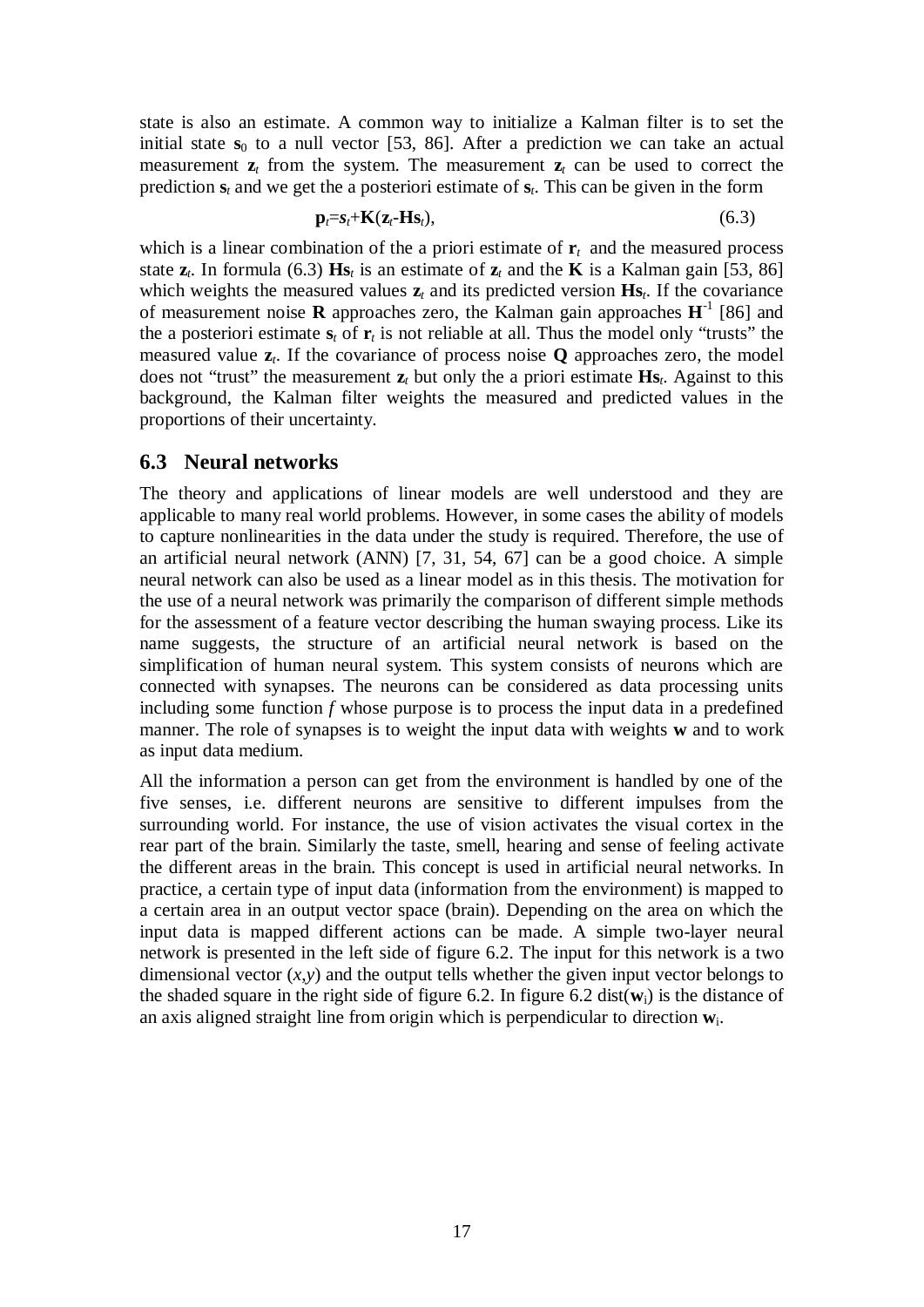state is also an estimate. A common way to initialize a Kalman filter is to set the initial state $\mathbf{s}_0$ to a null vector [53, 86]. After a prediction we can take an actual measurement $\mathbf{z}_t$ from the system. The measurement $\mathbf{z}_t$ can be used to correct the prediction $\mathbf{s}_t$ and we get the a posteriori estimate of $\mathbf{s}_t$. This can be given in the form

$$\mathbf{p}_t = \mathbf{s}_t + \mathbf{K}(\mathbf{z}_t - \mathbf{H}\mathbf{s}_t), \tag{6.3}$$

which is a linear combination of the a priori estimate of $\mathbf{r}_t$ and the measured process state $\mathbf{z}_t$. In formula (6.3) $\mathbf{H}\mathbf{s}_t$ is an estimate of $\mathbf{z}_t$ and the $\mathbf{K}$ is a Kalman gain [53, 86] which weights the measured values $\mathbf{z}_t$ and its predicted version $\mathbf{H}\mathbf{s}_t$. If the covariance of measurement noise $\mathbf{R}$ approaches zero, the Kalman gain approaches $\mathbf{H}^{-1}$ [86] and the a posteriori estimate $\mathbf{s}_t$ of $\mathbf{r}_t$ is not reliable at all. Thus the model only "trusts" the measured value $\mathbf{z}_t$. If the covariance of process noise $\mathbf{Q}$ approaches zero, the model does not "trust" the measurement $\mathbf{z}_t$ but only the a priori estimate $\mathbf{H}\mathbf{s}_t$. Against to this background, the Kalman filter weights the measured and predicted values in the proportions of their uncertainty.

## 6.3 Neural networks

The theory and applications of linear models are well understood and they are applicable to many real world problems. However, in some cases the ability of models to capture nonlinearities in the data under the study is required. Therefore, the use of an artificial neural network (ANN) [7, 31, 54, 67] can be a good choice. A simple neural network can also be used as a linear model as in this thesis. The motivation for the use of a neural network was primarily the comparison of different simple methods for the assessment of a feature vector describing the human swaying process. Like its name suggests, the structure of an artificial neural network is based on the simplification of human neural system. This system consists of neurons which are connected with synapses. The neurons can be considered as data processing units including some function $f$ whose purpose is to process the input data in a predefined manner. The role of synapses is to weight the input data with weights $\mathbf{w}$ and to work as input data medium.

All the information a person can get from the environment is handled by one of the five senses, i.e. different neurons are sensitive to different impulses from the surrounding world. For instance, the use of vision activates the visual cortex in the rear part of the brain. Similarly the taste, smell, hearing and sense of feeling activate the different areas in the brain. This concept is used in artificial neural networks. In practice, a certain type of input data (information from the environment) is mapped to a certain area in an output vector space (brain). Depending on the area on which the input data is mapped different actions can be made. A simple two-layer neural network is presented in the left side of figure 6.2. The input for this network is a two dimensional vector $(x,y)$ and the output tells whether the given input vector belongs to the shaded square in the right side of figure 6.2. In figure 6.2 dist($\mathbf{w}_i$) is the distance of an axis aligned straight line from origin which is perpendicular to direction $\mathbf{w}_i$.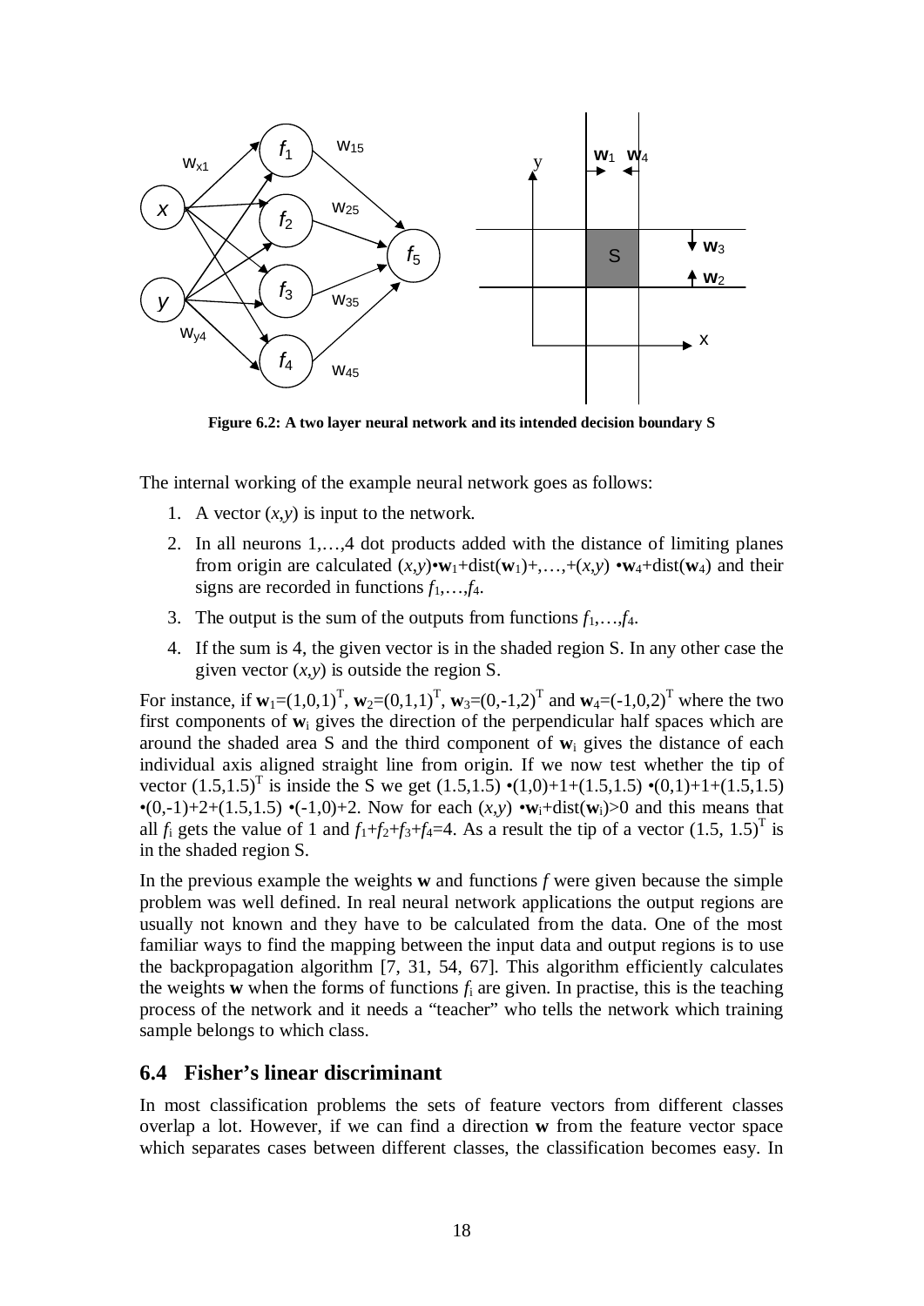**Figure 6.2: A two layer neural network and its intended decision boundary S**

The internal working of the example neural network goes as follows:

1. A vector $(x,y)$ is input to the network.
2. In all neurons 1,…,4 dot products added with the distance of limiting planes from origin are calculated $(x,y)\bullet\mathbf{w}_1+\text{dist}(\mathbf{w}_1)+,\ldots,+(x,y)\bullet\mathbf{w}_4+\text{dist}(\mathbf{w}_4)$ and their signs are recorded in functions $f_1,\ldots,f_4$.
3. The output is the sum of the outputs from functions $f_1,\ldots,f_4$.
4. If the sum is 4, the given vector is in the shaded region S. In any other case the given vector $(x,y)$ is outside the region S.

For instance, if $\mathbf{w}_1=(1,0,1)^T$, $\mathbf{w}_2=(0,1,1)^T$, $\mathbf{w}_3=(0,-1,2)^T$ and $\mathbf{w}_4=(-1,0,2)^T$ where the two first components of $\mathbf{w}_i$ gives the direction of the perpendicular half spaces which are around the shaded area S and the third component of $\mathbf{w}_i$ gives the distance of each individual axis aligned straight line from origin. If we now test whether the tip of vector $(1.5,1.5)^T$ is inside the S we get $(1.5,1.5)\bullet(1,0)+1+(1.5,1.5)\bullet(0,1)+1+(1.5,1.5)\bullet(0,-1)+2+(1.5,1.5)\bullet(-1,0)+2$. Now for each $(x,y)\bullet\mathbf{w}_i+\text{dist}(\mathbf{w}_i)>0$ and this means that all $f_i$ gets the value of 1 and $f_1+f_2+f_3+f_4=4$. As a result the tip of a vector $(1.5, 1.5)^T$ is in the shaded region S.

In the previous example the weights **w** and functions *f* were given because the simple problem was well defined. In real neural network applications the output regions are usually not known and they have to be calculated from the data. One of the most familiar ways to find the mapping between the input data and output regions is to use the backpropagation algorithm [7, 31, 54, 67]. This algorithm efficiently calculates the weights **w** when the forms of functions $f_i$ are given. In practise, this is the teaching process of the network and it needs a "teacher" who tells the network which training sample belongs to which class.

## 6.4 Fisher's linear discriminant

In most classification problems the sets of feature vectors from different classes overlap a lot. However, if we can find a direction **w** from the feature vector space which separates cases between different classes, the classification becomes easy. In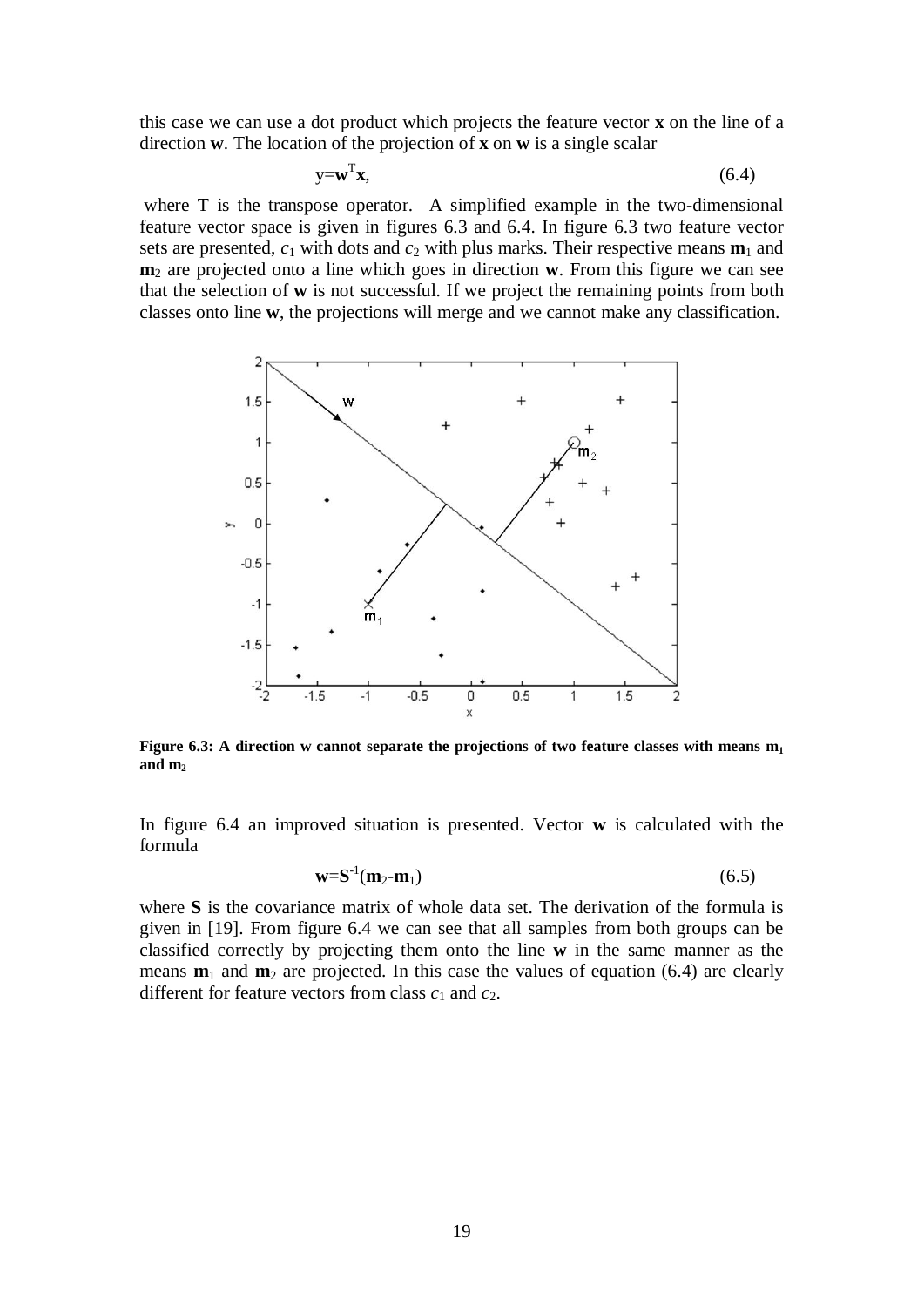this case we can use a dot product which projects the feature vector **x** on the line of a direction **w**. The location of the projection of **x** on **w** is a single scalar

$$y=\mathbf{w}^T\mathbf{x}, \tag{6.4}$$

where T is the transpose operator. A simplified example in the two-dimensional feature vector space is given in figures 6.3 and 6.4. In figure 6.3 two feature vector sets are presented, $c_1$ with dots and $c_2$ with plus marks. Their respective means $\mathbf{m}_1$ and $\mathbf{m}_2$ are projected onto a line which goes in direction **w**. From this figure we can see that the selection of **w** is not successful. If we project the remaining points from both classes onto line **w**, the projections will merge and we cannot make any classification.

**Figure 6.3: A direction w cannot separate the projections of two feature classes with means $\mathbf{m}_1$ and $\mathbf{m}_2$**

In figure 6.4 an improved situation is presented. Vector **w** is calculated with the formula

$$\mathbf{w}=\mathbf{S}^{-1}(\mathbf{m}_2-\mathbf{m}_1) \tag{6.5}$$

where **S** is the covariance matrix of whole data set. The derivation of the formula is given in [19]. From figure 6.4 we can see that all samples from both groups can be classified correctly by projecting them onto the line **w** in the same manner as the means $\mathbf{m}_1$ and $\mathbf{m}_2$ are projected. In this case the values of equation (6.4) are clearly different for feature vectors from class $c_1$ and $c_2$.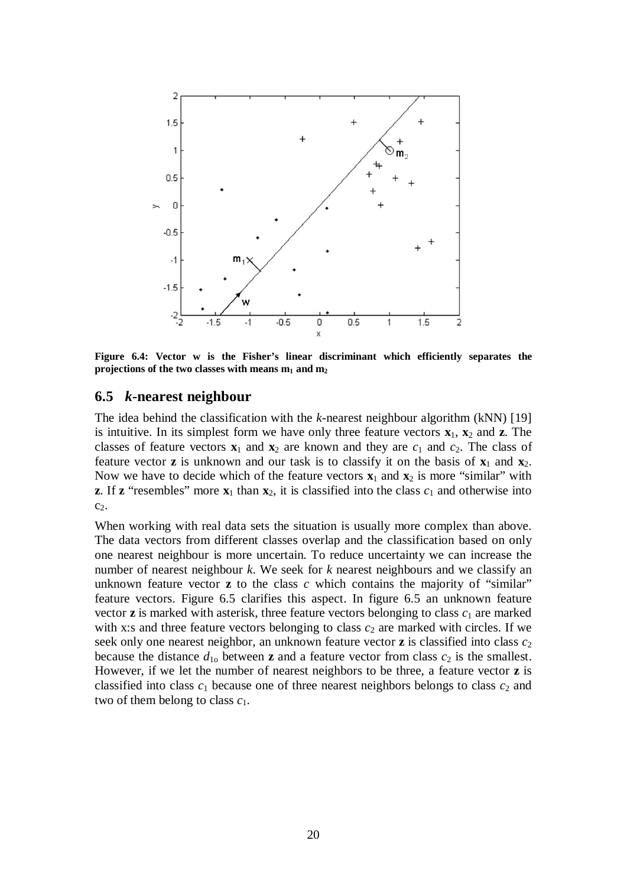**Figure 6.4: Vector w is the Fisher's linear discriminant which efficiently separates the projections of the two classes with means $\mathbf{m}_1$ and $\mathbf{m}_2$**

## 6.5 *k*-nearest neighbour

The idea behind the classification with the *k*-nearest neighbour algorithm (kNN) [19] is intuitive. In its simplest form we have only three feature vectors $\mathbf{x}_1$, $\mathbf{x}_2$ and $\mathbf{z}$. The classes of feature vectors $\mathbf{x}_1$ and $\mathbf{x}_2$ are known and they are $c_1$ and $c_2$. The class of feature vector $\mathbf{z}$ is unknown and our task is to classify it on the basis of $\mathbf{x}_1$ and $\mathbf{x}_2$. Now we have to decide which of the feature vectors $\mathbf{x}_1$ and $\mathbf{x}_2$ is more "similar" with $\mathbf{z}$. If $\mathbf{z}$ "resembles" more $\mathbf{x}_1$ than $\mathbf{x}_2$, it is classified into the class $c_1$ and otherwise into $c_2$.

When working with real data sets the situation is usually more complex than above. The data vectors from different classes overlap and the classification based on only one nearest neighbour is more uncertain. To reduce uncertainty we can increase the number of nearest neighbour *k*. We seek for *k* nearest neighbours and we classify an unknown feature vector $\mathbf{z}$ to the class *c* which contains the majority of "similar" feature vectors. Figure 6.5 clarifies this aspect. In figure 6.5 an unknown feature vector $\mathbf{z}$ is marked with asterisk, three feature vectors belonging to class $c_1$ are marked with x:s and three feature vectors belonging to class $c_2$ are marked with circles. If we seek only one nearest neighbor, an unknown feature vector $\mathbf{z}$ is classified into class $c_2$ because the distance $d_{1o}$ between $\mathbf{z}$ and a feature vector from class $c_2$ is the smallest. However, if we let the number of nearest neighbors to be three, a feature vector $\mathbf{z}$ is classified into class $c_1$ because one of three nearest neighbors belongs to class $c_2$ and two of them belong to class $c_1$.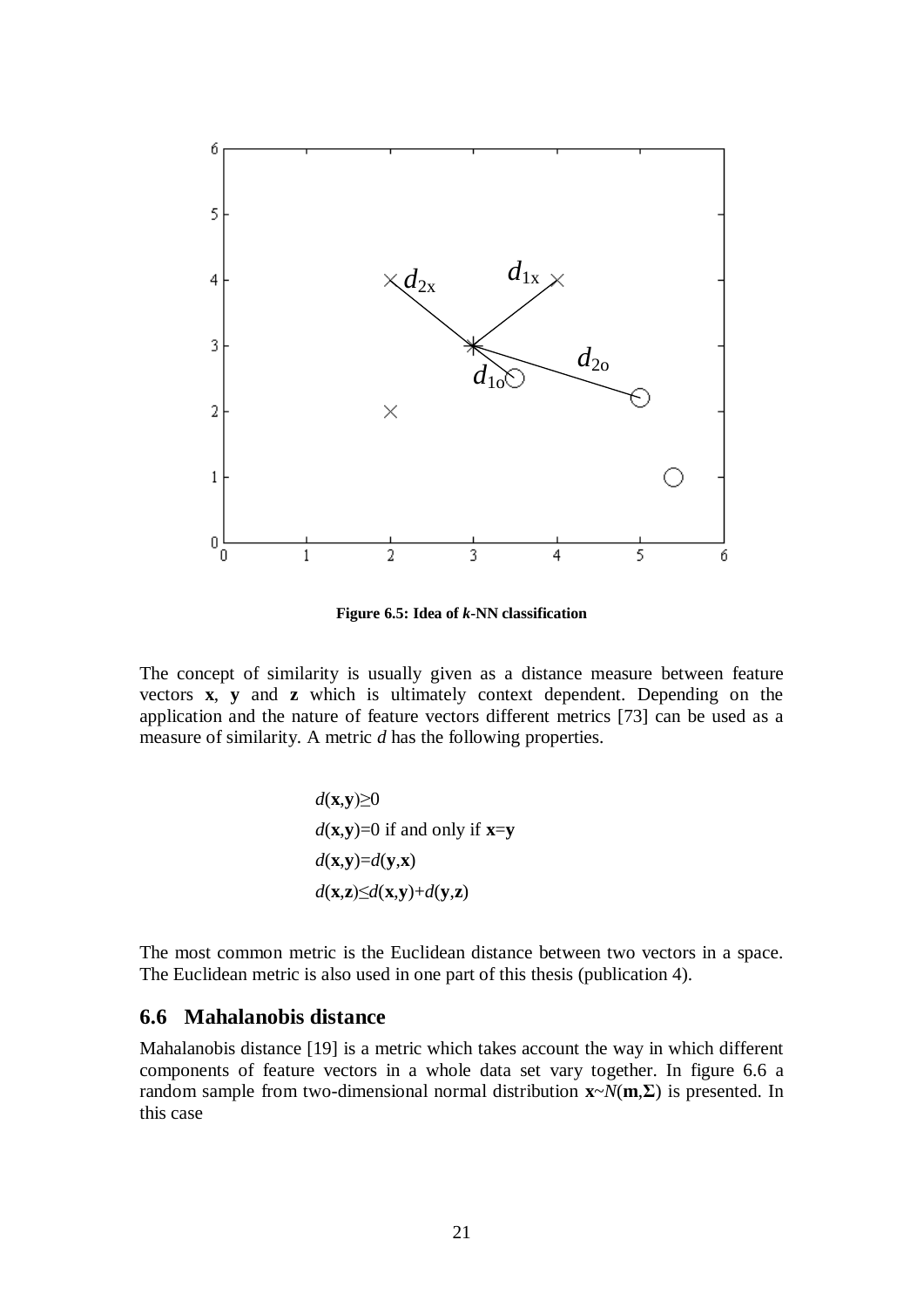Figure 6.5: Idea of *k*-NN classification

The concept of similarity is usually given as a distance measure between feature vectors **x**, **y** and **z** which is ultimately context dependent. Depending on the application and the nature of feature vectors different metrics [73] can be used as a measure of similarity. A metric $d$ has the following properties.

$$d(\mathbf{x},\mathbf{y})\geq 0$$
$$d(\mathbf{x},\mathbf{y})=0 \text{ if and only if } \mathbf{x}=\mathbf{y}$$
$$d(\mathbf{x},\mathbf{y})=d(\mathbf{y},\mathbf{x})$$
$$d(\mathbf{x},\mathbf{z})\leq d(\mathbf{x},\mathbf{y})+d(\mathbf{y},\mathbf{z})$$

The most common metric is the Euclidean distance between two vectors in a space. The Euclidean metric is also used in one part of this thesis (publication 4).

## 6.6 Mahalanobis distance

Mahalanobis distance [19] is a metric which takes account the way in which different components of feature vectors in a whole data set vary together. In figure 6.6 a random sample from two-dimensional normal distribution $\mathbf{x}\sim N(\mathbf{m},\mathbf{\Sigma})$ is presented. In this case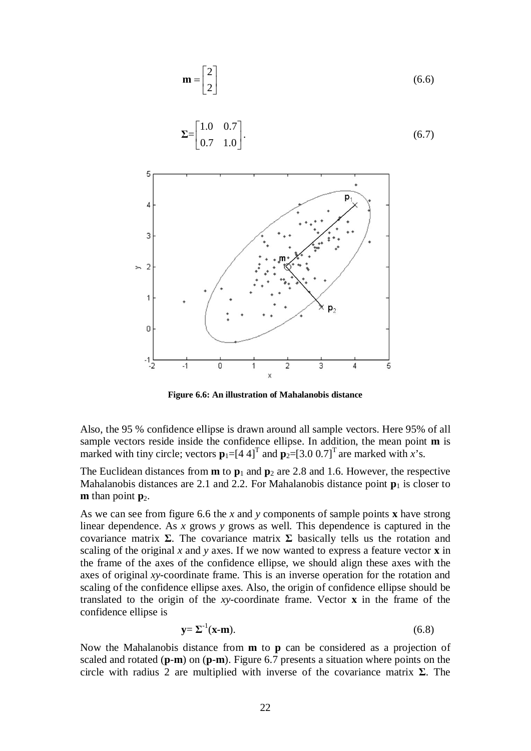$$\mathbf{m} = \begin{bmatrix} 2 \\ 2 \end{bmatrix} \tag{6.6}$$

$$\mathbf{\Sigma} = \begin{bmatrix} 1.0 & 0.7 \\ 0.7 & 1.0 \end{bmatrix}. \tag{6.7}$$

**Figure 6.6: An illustration of Mahalanobis distance**

Also, the 95 % confidence ellipse is drawn around all sample vectors. Here 95% of all sample vectors reside inside the confidence ellipse. In addition, the mean point $\mathbf{m}$ is marked with tiny circle; vectors $\mathbf{p}_1=[4\ 4]^T$ and $\mathbf{p}_2=[3.0\ 0.7]^T$ are marked with *x*'s.

The Euclidean distances from $\mathbf{m}$ to $\mathbf{p}_1$ and $\mathbf{p}_2$ are 2.8 and 1.6. However, the respective Mahalanobis distances are 2.1 and 2.2. For Mahalanobis distance point $\mathbf{p}_1$ is closer to $\mathbf{m}$ than point $\mathbf{p}_2$.

As we can see from figure 6.6 the *x* and *y* components of sample points $\mathbf{x}$ have strong linear dependence. As *x* grows *y* grows as well. This dependence is captured in the covariance matrix $\mathbf{\Sigma}$. The covariance matrix $\mathbf{\Sigma}$ basically tells us the rotation and scaling of the original *x* and *y* axes. If we now wanted to express a feature vector $\mathbf{x}$ in the frame of the axes of the confidence ellipse, we should align these axes with the axes of original *xy*-coordinate frame. This is an inverse operation for the rotation and scaling of the confidence ellipse axes. Also, the origin of confidence ellipse should be translated to the origin of the *xy*-coordinate frame. Vector $\mathbf{x}$ in the frame of the confidence ellipse is

$$\mathbf{y} = \mathbf{\Sigma}^{-1}(\mathbf{x}-\mathbf{m}). \tag{6.8}$$

Now the Mahalanobis distance from $\mathbf{m}$ to $\mathbf{p}$ can be considered as a projection of scaled and rotated ($\mathbf{p}$-$\mathbf{m}$) on ($\mathbf{p}$-$\mathbf{m}$). Figure 6.7 presents a situation where points on the circle with radius 2 are multiplied with inverse of the covariance matrix $\mathbf{\Sigma}$. The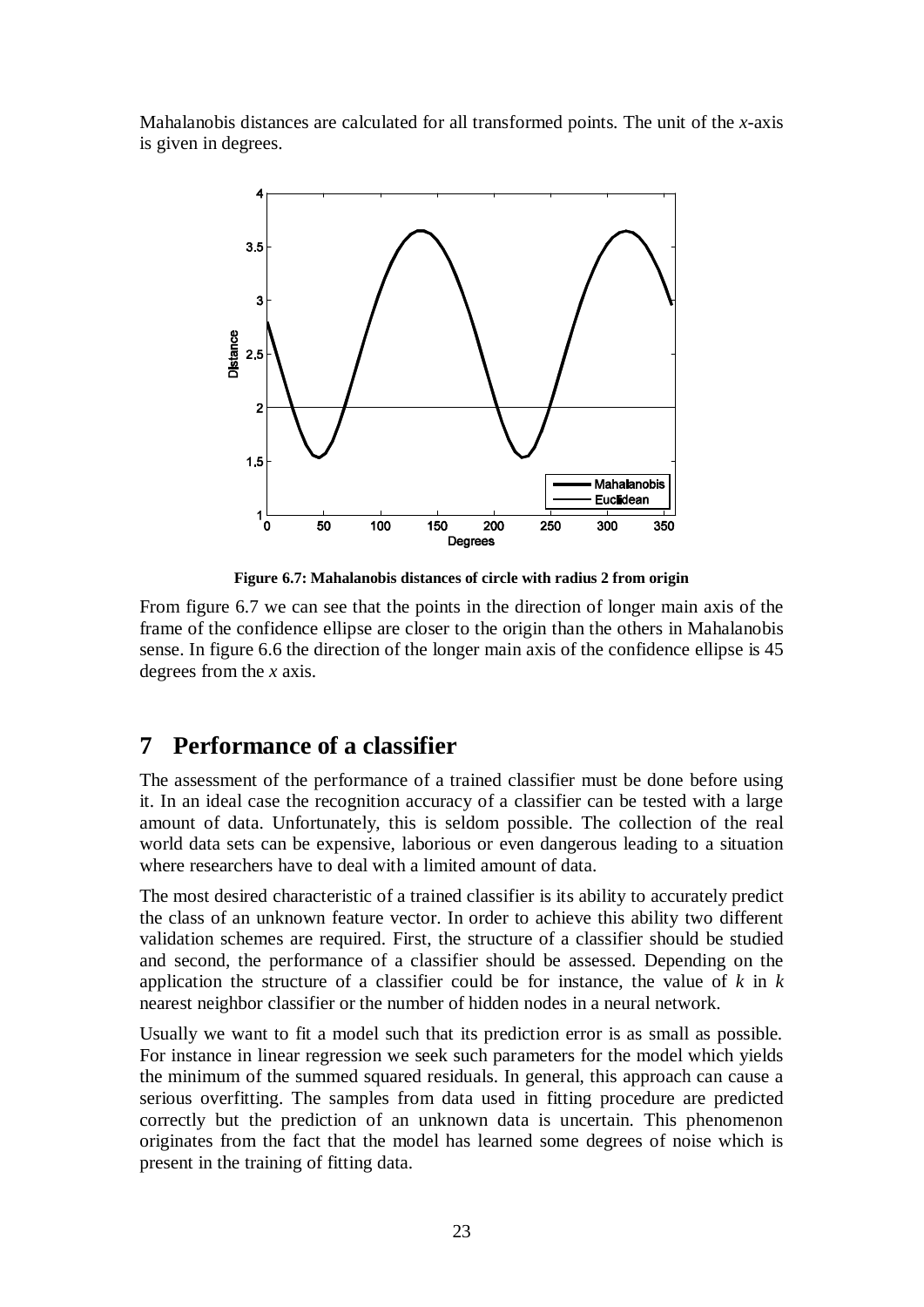Mahalanobis distances are calculated for all transformed points. The unit of the *x*-axis is given in degrees.

**Figure 6.7: Mahalanobis distances of circle with radius 2 from origin**

From figure 6.7 we can see that the points in the direction of longer main axis of the frame of the confidence ellipse are closer to the origin than the others in Mahalanobis sense. In figure 6.6 the direction of the longer main axis of the confidence ellipse is 45 degrees from the *x* axis.

# 7 Performance of a classifier

The assessment of the performance of a trained classifier must be done before using it. In an ideal case the recognition accuracy of a classifier can be tested with a large amount of data. Unfortunately, this is seldom possible. The collection of the real world data sets can be expensive, laborious or even dangerous leading to a situation where researchers have to deal with a limited amount of data.

The most desired characteristic of a trained classifier is its ability to accurately predict the class of an unknown feature vector. In order to achieve this ability two different validation schemes are required. First, the structure of a classifier should be studied and second, the performance of a classifier should be assessed. Depending on the application the structure of a classifier could be for instance, the value of $k$ in $k$ nearest neighbor classifier or the number of hidden nodes in a neural network.

Usually we want to fit a model such that its prediction error is as small as possible. For instance in linear regression we seek such parameters for the model which yields the minimum of the summed squared residuals. In general, this approach can cause a serious overfitting. The samples from data used in fitting procedure are predicted correctly but the prediction of an unknown data is uncertain. This phenomenon originates from the fact that the model has learned some degrees of noise which is present in the training of fitting data.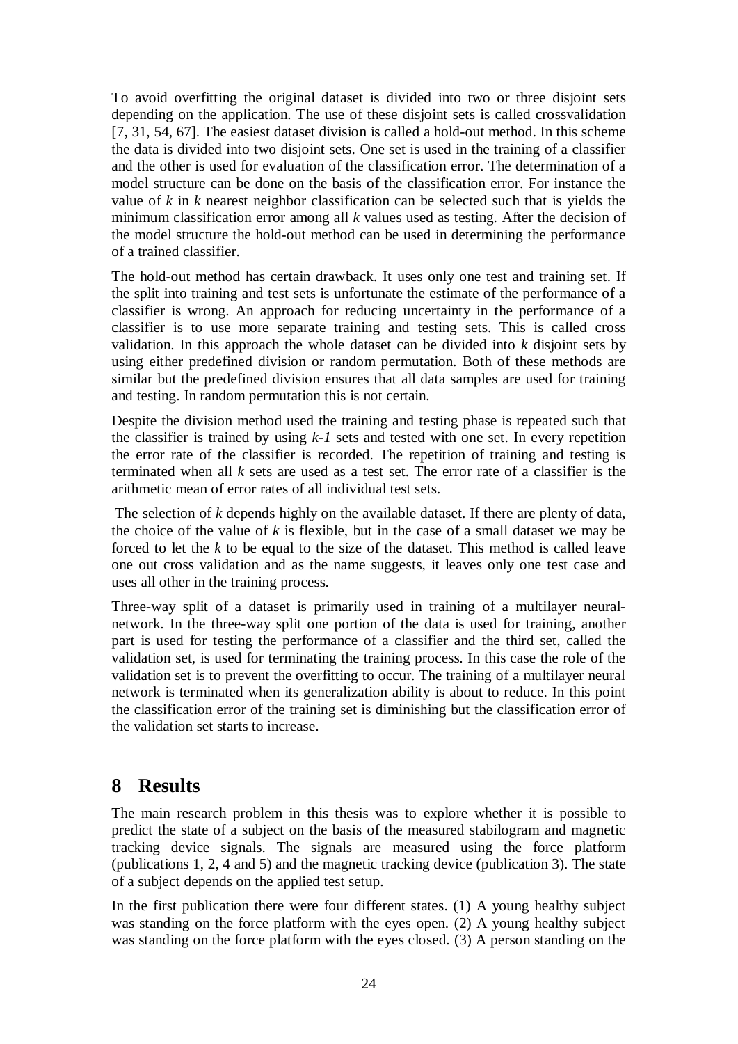To avoid overfitting the original dataset is divided into two or three disjoint sets depending on the application. The use of these disjoint sets is called crossvalidation [7, 31, 54, 67]. The easiest dataset division is called a hold-out method. In this scheme the data is divided into two disjoint sets. One set is used in the training of a classifier and the other is used for evaluation of the classification error. The determination of a model structure can be done on the basis of the classification error. For instance the value of *k* in *k* nearest neighbor classification can be selected such that is yields the minimum classification error among all *k* values used as testing. After the decision of the model structure the hold-out method can be used in determining the performance of a trained classifier.

The hold-out method has certain drawback. It uses only one test and training set. If the split into training and test sets is unfortunate the estimate of the performance of a classifier is wrong. An approach for reducing uncertainty in the performance of a classifier is to use more separate training and testing sets. This is called cross validation. In this approach the whole dataset can be divided into *k* disjoint sets by using either predefined division or random permutation. Both of these methods are similar but the predefined division ensures that all data samples are used for training and testing. In random permutation this is not certain.

Despite the division method used the training and testing phase is repeated such that the classifier is trained by using $k-1$ sets and tested with one set. In every repetition the error rate of the classifier is recorded. The repetition of training and testing is terminated when all *k* sets are used as a test set. The error rate of a classifier is the arithmetic mean of error rates of all individual test sets.

The selection of *k* depends highly on the available dataset. If there are plenty of data, the choice of the value of *k* is flexible, but in the case of a small dataset we may be forced to let the *k* to be equal to the size of the dataset. This method is called leave one out cross validation and as the name suggests, it leaves only one test case and uses all other in the training process.

Three-way split of a dataset is primarily used in training of a multilayer neural-network. In the three-way split one portion of the data is used for training, another part is used for testing the performance of a classifier and the third set, called the validation set, is used for terminating the training process. In this case the role of the validation set is to prevent the overfitting to occur. The training of a multilayer neural network is terminated when its generalization ability is about to reduce. In this point the classification error of the training set is diminishing but the classification error of the validation set starts to increase.

# 8 Results

The main research problem in this thesis was to explore whether it is possible to predict the state of a subject on the basis of the measured stabilogram and magnetic tracking device signals. The signals are measured using the force platform (publications 1, 2, 4 and 5) and the magnetic tracking device (publication 3). The state of a subject depends on the applied test setup.

In the first publication there were four different states. (1) A young healthy subject was standing on the force platform with the eyes open. (2) A young healthy subject was standing on the force platform with the eyes closed. (3) A person standing on the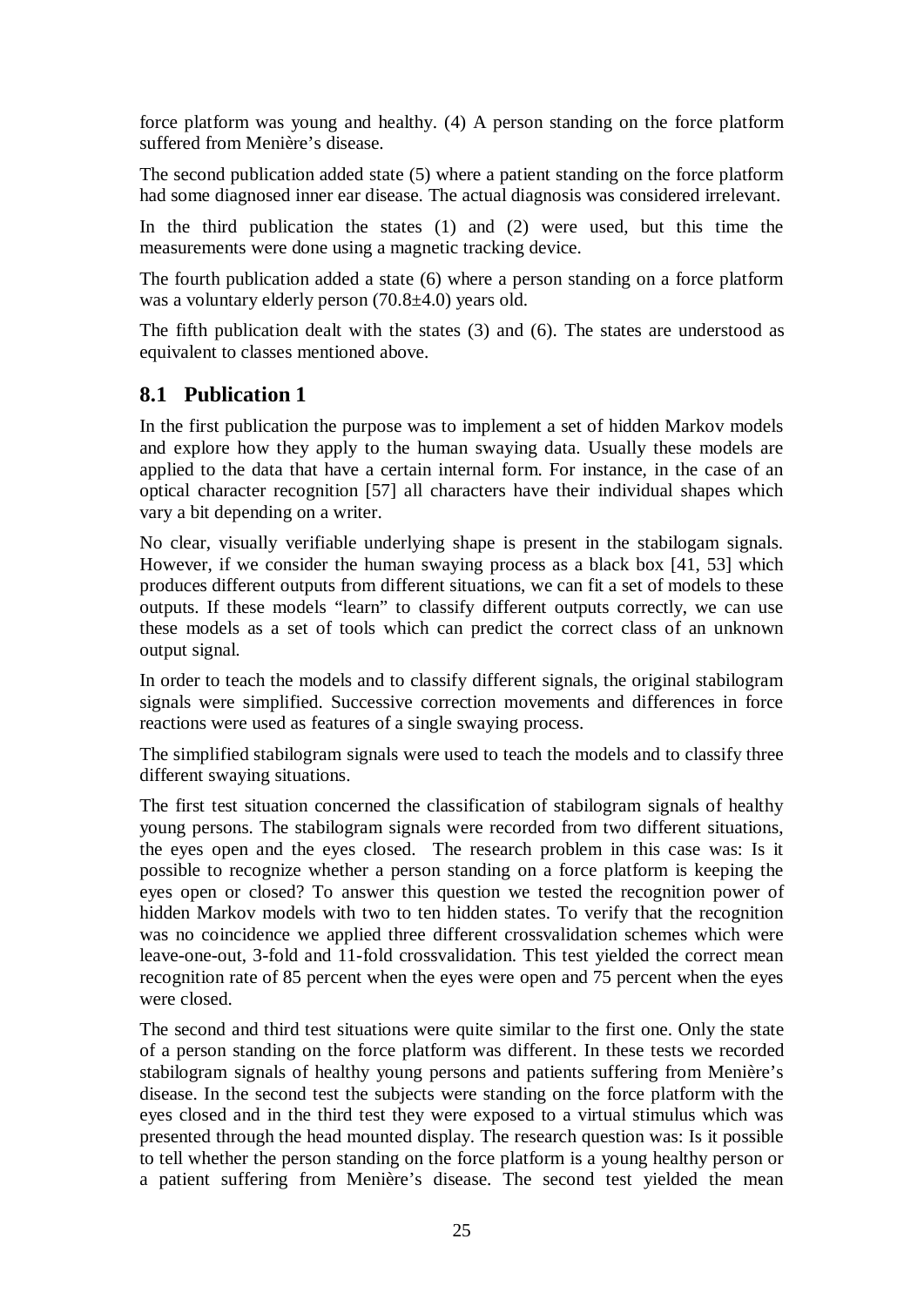force platform was young and healthy. (4) A person standing on the force platform suffered from Menière's disease.

The second publication added state (5) where a patient standing on the force platform had some diagnosed inner ear disease. The actual diagnosis was considered irrelevant.

In the third publication the states (1) and (2) were used, but this time the measurements were done using a magnetic tracking device.

The fourth publication added a state (6) where a person standing on a force platform was a voluntary elderly person (70.8±4.0) years old.

The fifth publication dealt with the states (3) and (6). The states are understood as equivalent to classes mentioned above.

## 8.1 Publication 1

In the first publication the purpose was to implement a set of hidden Markov models and explore how they apply to the human swaying data. Usually these models are applied to the data that have a certain internal form. For instance, in the case of an optical character recognition [57] all characters have their individual shapes which vary a bit depending on a writer.

No clear, visually verifiable underlying shape is present in the stabilogam signals. However, if we consider the human swaying process as a black box [41, 53] which produces different outputs from different situations, we can fit a set of models to these outputs. If these models "learn" to classify different outputs correctly, we can use these models as a set of tools which can predict the correct class of an unknown output signal.

In order to teach the models and to classify different signals, the original stabilogram signals were simplified. Successive correction movements and differences in force reactions were used as features of a single swaying process.

The simplified stabilogram signals were used to teach the models and to classify three different swaying situations.

The first test situation concerned the classification of stabilogram signals of healthy young persons. The stabilogram signals were recorded from two different situations, the eyes open and the eyes closed. The research problem in this case was: Is it possible to recognize whether a person standing on a force platform is keeping the eyes open or closed? To answer this question we tested the recognition power of hidden Markov models with two to ten hidden states. To verify that the recognition was no coincidence we applied three different crossvalidation schemes which were leave-one-out, 3-fold and 11-fold crossvalidation. This test yielded the correct mean recognition rate of 85 percent when the eyes were open and 75 percent when the eyes were closed.

The second and third test situations were quite similar to the first one. Only the state of a person standing on the force platform was different. In these tests we recorded stabilogram signals of healthy young persons and patients suffering from Menière's disease. In the second test the subjects were standing on the force platform with the eyes closed and in the third test they were exposed to a virtual stimulus which was presented through the head mounted display. The research question was: Is it possible to tell whether the person standing on the force platform is a young healthy person or a patient suffering from Menière's disease. The second test yielded the mean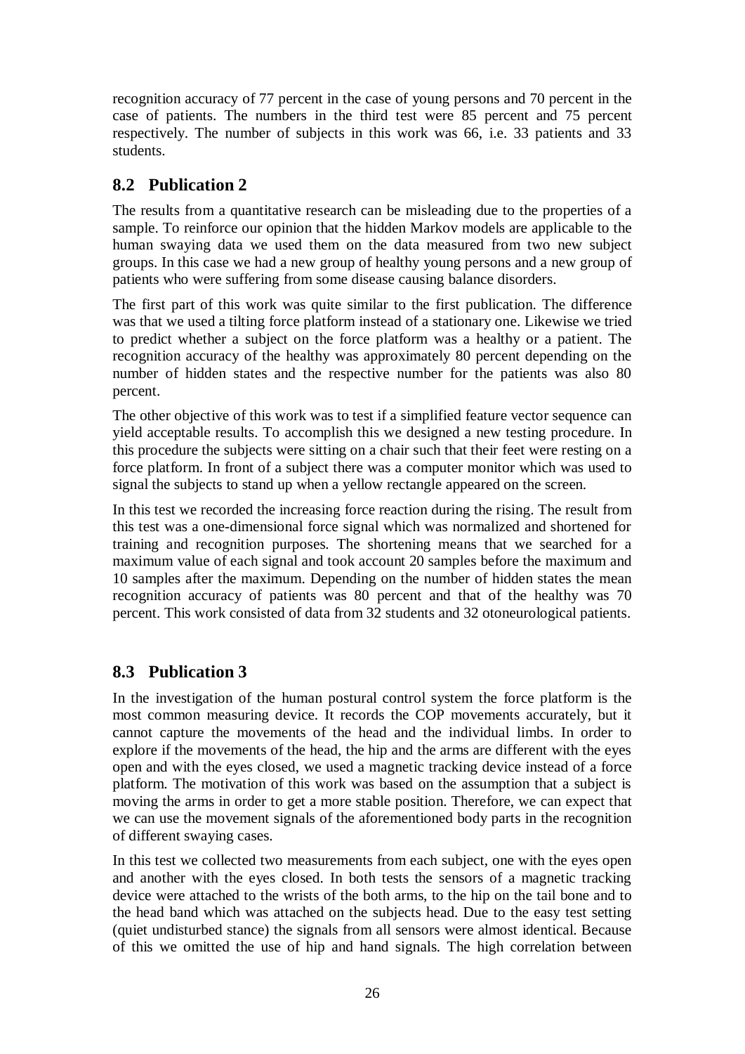recognition accuracy of 77 percent in the case of young persons and 70 percent in the case of patients. The numbers in the third test were 85 percent and 75 percent respectively. The number of subjects in this work was 66, i.e. 33 patients and 33 students.

## 8.2 Publication 2

The results from a quantitative research can be misleading due to the properties of a sample. To reinforce our opinion that the hidden Markov models are applicable to the human swaying data we used them on the data measured from two new subject groups. In this case we had a new group of healthy young persons and a new group of patients who were suffering from some disease causing balance disorders.

The first part of this work was quite similar to the first publication. The difference was that we used a tilting force platform instead of a stationary one. Likewise we tried to predict whether a subject on the force platform was a healthy or a patient. The recognition accuracy of the healthy was approximately 80 percent depending on the number of hidden states and the respective number for the patients was also 80 percent.

The other objective of this work was to test if a simplified feature vector sequence can yield acceptable results. To accomplish this we designed a new testing procedure. In this procedure the subjects were sitting on a chair such that their feet were resting on a force platform. In front of a subject there was a computer monitor which was used to signal the subjects to stand up when a yellow rectangle appeared on the screen.

In this test we recorded the increasing force reaction during the rising. The result from this test was a one-dimensional force signal which was normalized and shortened for training and recognition purposes. The shortening means that we searched for a maximum value of each signal and took account 20 samples before the maximum and 10 samples after the maximum. Depending on the number of hidden states the mean recognition accuracy of patients was 80 percent and that of the healthy was 70 percent. This work consisted of data from 32 students and 32 otoneurological patients.

## 8.3 Publication 3

In the investigation of the human postural control system the force platform is the most common measuring device. It records the COP movements accurately, but it cannot capture the movements of the head and the individual limbs. In order to explore if the movements of the head, the hip and the arms are different with the eyes open and with the eyes closed, we used a magnetic tracking device instead of a force platform. The motivation of this work was based on the assumption that a subject is moving the arms in order to get a more stable position. Therefore, we can expect that we can use the movement signals of the aforementioned body parts in the recognition of different swaying cases.

In this test we collected two measurements from each subject, one with the eyes open and another with the eyes closed. In both tests the sensors of a magnetic tracking device were attached to the wrists of the both arms, to the hip on the tail bone and to the head band which was attached on the subjects head. Due to the easy test setting (quiet undisturbed stance) the signals from all sensors were almost identical. Because of this we omitted the use of hip and hand signals. The high correlation between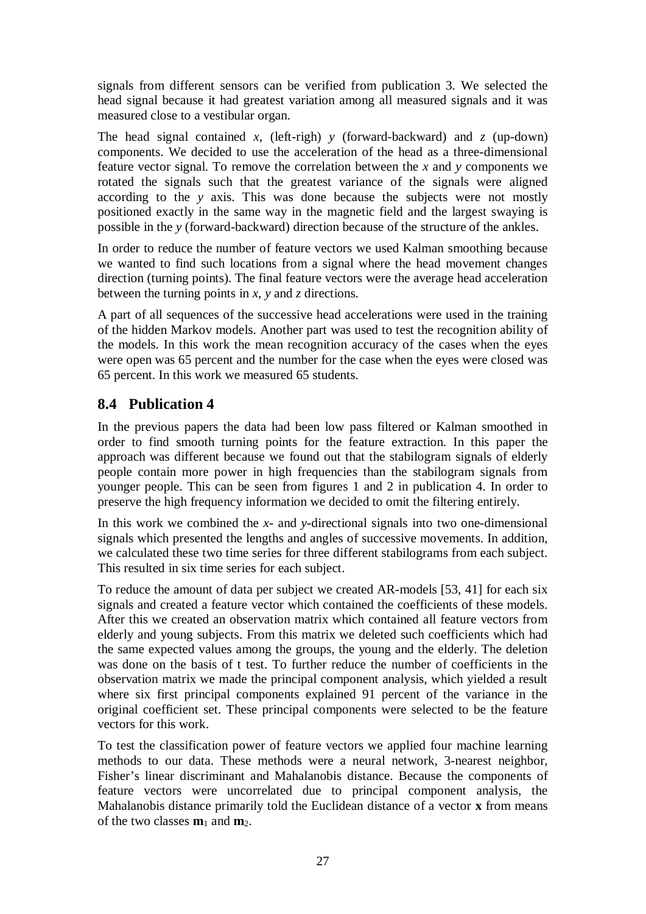signals from different sensors can be verified from publication 3. We selected the head signal because it had greatest variation among all measured signals and it was measured close to a vestibular organ.

The head signal contained *x*, (left-righ) *y* (forward-backward) and *z* (up-down) components. We decided to use the acceleration of the head as a three-dimensional feature vector signal. To remove the correlation between the *x* and *y* components we rotated the signals such that the greatest variance of the signals were aligned according to the *y* axis. This was done because the subjects were not mostly positioned exactly in the same way in the magnetic field and the largest swaying is possible in the *y* (forward-backward) direction because of the structure of the ankles.

In order to reduce the number of feature vectors we used Kalman smoothing because we wanted to find such locations from a signal where the head movement changes direction (turning points). The final feature vectors were the average head acceleration between the turning points in *x*, *y* and *z* directions.

A part of all sequences of the successive head accelerations were used in the training of the hidden Markov models. Another part was used to test the recognition ability of the models. In this work the mean recognition accuracy of the cases when the eyes were open was 65 percent and the number for the case when the eyes were closed was 65 percent. In this work we measured 65 students.

## 8.4 Publication 4

In the previous papers the data had been low pass filtered or Kalman smoothed in order to find smooth turning points for the feature extraction. In this paper the approach was different because we found out that the stabilogram signals of elderly people contain more power in high frequencies than the stabilogram signals from younger people. This can be seen from figures 1 and 2 in publication 4. In order to preserve the high frequency information we decided to omit the filtering entirely.

In this work we combined the *x*- and *y*-directional signals into two one-dimensional signals which presented the lengths and angles of successive movements. In addition, we calculated these two time series for three different stabilograms from each subject. This resulted in six time series for each subject.

To reduce the amount of data per subject we created AR-models [53, 41] for each six signals and created a feature vector which contained the coefficients of these models. After this we created an observation matrix which contained all feature vectors from elderly and young subjects. From this matrix we deleted such coefficients which had the same expected values among the groups, the young and the elderly. The deletion was done on the basis of t test. To further reduce the number of coefficients in the observation matrix we made the principal component analysis, which yielded a result where six first principal components explained 91 percent of the variance in the original coefficient set. These principal components were selected to be the feature vectors for this work.

To test the classification power of feature vectors we applied four machine learning methods to our data. These methods were a neural network, 3-nearest neighbor, Fisher's linear discriminant and Mahalanobis distance. Because the components of feature vectors were uncorrelated due to principal component analysis, the Mahalanobis distance primarily told the Euclidean distance of a vector $\mathbf{x}$ from means of the two classes $\mathbf{m}_1$ and $\mathbf{m}_2$.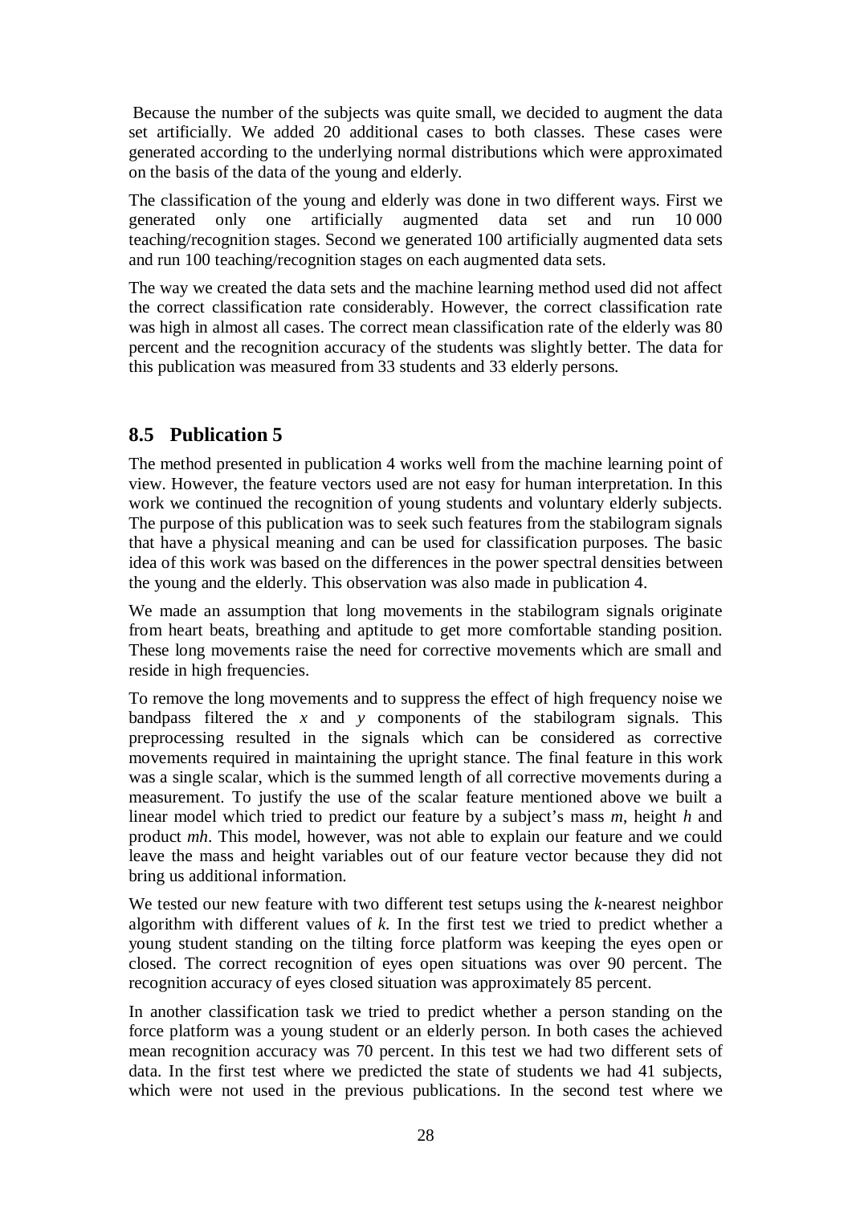Because the number of the subjects was quite small, we decided to augment the data set artificially. We added 20 additional cases to both classes. These cases were generated according to the underlying normal distributions which were approximated on the basis of the data of the young and elderly.

The classification of the young and elderly was done in two different ways. First we generated only one artificially augmented data set and run 10 000 teaching/recognition stages. Second we generated 100 artificially augmented data sets and run 100 teaching/recognition stages on each augmented data sets.

The way we created the data sets and the machine learning method used did not affect the correct classification rate considerably. However, the correct classification rate was high in almost all cases. The correct mean classification rate of the elderly was 80 percent and the recognition accuracy of the students was slightly better. The data for this publication was measured from 33 students and 33 elderly persons.

## 8.5 Publication 5

The method presented in publication 4 works well from the machine learning point of view. However, the feature vectors used are not easy for human interpretation. In this work we continued the recognition of young students and voluntary elderly subjects. The purpose of this publication was to seek such features from the stabilogram signals that have a physical meaning and can be used for classification purposes. The basic idea of this work was based on the differences in the power spectral densities between the young and the elderly. This observation was also made in publication 4.

We made an assumption that long movements in the stabilogram signals originate from heart beats, breathing and aptitude to get more comfortable standing position. These long movements raise the need for corrective movements which are small and reside in high frequencies.

To remove the long movements and to suppress the effect of high frequency noise we bandpass filtered the $x$ and $y$ components of the stabilogram signals. This preprocessing resulted in the signals which can be considered as corrective movements required in maintaining the upright stance. The final feature in this work was a single scalar, which is the summed length of all corrective movements during a measurement. To justify the use of the scalar feature mentioned above we built a linear model which tried to predict our feature by a subject's mass $m$, height $h$ and product $mh$. This model, however, was not able to explain our feature and we could leave the mass and height variables out of our feature vector because they did not bring us additional information.

We tested our new feature with two different test setups using the $k$-nearest neighbor algorithm with different values of $k$. In the first test we tried to predict whether a young student standing on the tilting force platform was keeping the eyes open or closed. The correct recognition of eyes open situations was over 90 percent. The recognition accuracy of eyes closed situation was approximately 85 percent.

In another classification task we tried to predict whether a person standing on the force platform was a young student or an elderly person. In both cases the achieved mean recognition accuracy was 70 percent. In this test we had two different sets of data. In the first test where we predicted the state of students we had 41 subjects, which were not used in the previous publications. In the second test where we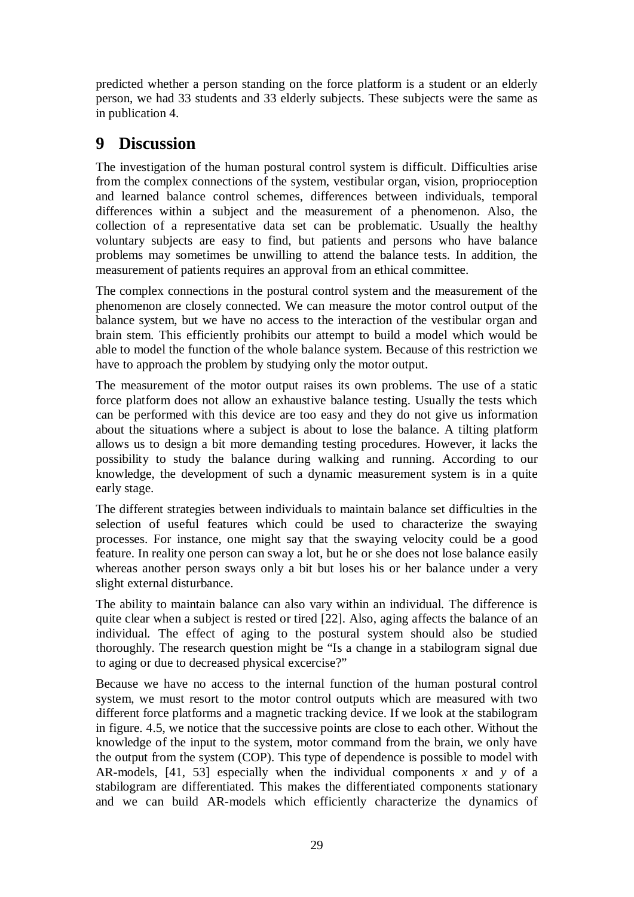predicted whether a person standing on the force platform is a student or an elderly person, we had 33 students and 33 elderly subjects. These subjects were the same as in publication 4.

# 9 Discussion

The investigation of the human postural control system is difficult. Difficulties arise from the complex connections of the system, vestibular organ, vision, proprioception and learned balance control schemes, differences between individuals, temporal differences within a subject and the measurement of a phenomenon. Also, the collection of a representative data set can be problematic. Usually the healthy voluntary subjects are easy to find, but patients and persons who have balance problems may sometimes be unwilling to attend the balance tests. In addition, the measurement of patients requires an approval from an ethical committee.

The complex connections in the postural control system and the measurement of the phenomenon are closely connected. We can measure the motor control output of the balance system, but we have no access to the interaction of the vestibular organ and brain stem. This efficiently prohibits our attempt to build a model which would be able to model the function of the whole balance system. Because of this restriction we have to approach the problem by studying only the motor output.

The measurement of the motor output raises its own problems. The use of a static force platform does not allow an exhaustive balance testing. Usually the tests which can be performed with this device are too easy and they do not give us information about the situations where a subject is about to lose the balance. A tilting platform allows us to design a bit more demanding testing procedures. However, it lacks the possibility to study the balance during walking and running. According to our knowledge, the development of such a dynamic measurement system is in a quite early stage.

The different strategies between individuals to maintain balance set difficulties in the selection of useful features which could be used to characterize the swaying processes. For instance, one might say that the swaying velocity could be a good feature. In reality one person can sway a lot, but he or she does not lose balance easily whereas another person sways only a bit but loses his or her balance under a very slight external disturbance.

The ability to maintain balance can also vary within an individual. The difference is quite clear when a subject is rested or tired [22]. Also, aging affects the balance of an individual. The effect of aging to the postural system should also be studied thoroughly. The research question might be "Is a change in a stabilogram signal due to aging or due to decreased physical excercise?"

Because we have no access to the internal function of the human postural control system, we must resort to the motor control outputs which are measured with two different force platforms and a magnetic tracking device. If we look at the stabilogram in figure. 4.5, we notice that the successive points are close to each other. Without the knowledge of the input to the system, motor command from the brain, we only have the output from the system (COP). This type of dependence is possible to model with AR-models, [41, 53] especially when the individual components $x$ and $y$ of a stabilogram are differentiated. This makes the differentiated components stationary and we can build AR-models which efficiently characterize the dynamics of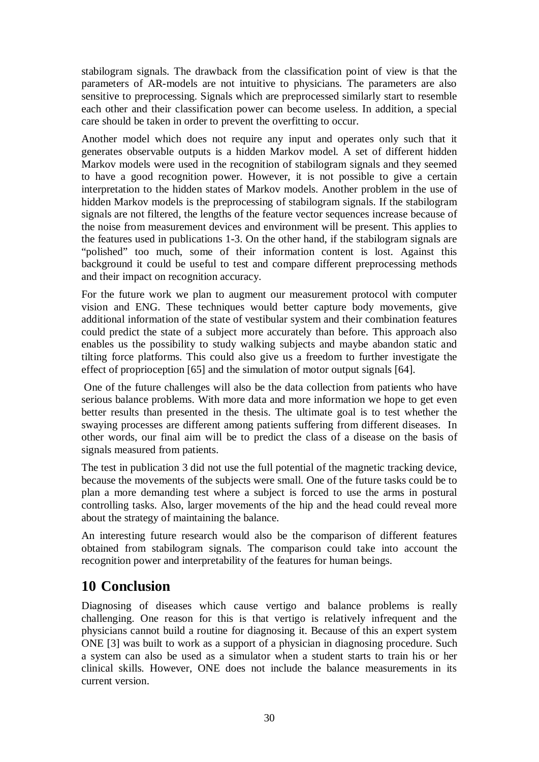stabilogram signals. The drawback from the classification point of view is that the parameters of AR-models are not intuitive to physicians. The parameters are also sensitive to preprocessing. Signals which are preprocessed similarly start to resemble each other and their classification power can become useless. In addition, a special care should be taken in order to prevent the overfitting to occur.

Another model which does not require any input and operates only such that it generates observable outputs is a hidden Markov model. A set of different hidden Markov models were used in the recognition of stabilogram signals and they seemed to have a good recognition power. However, it is not possible to give a certain interpretation to the hidden states of Markov models. Another problem in the use of hidden Markov models is the preprocessing of stabilogram signals. If the stabilogram signals are not filtered, the lengths of the feature vector sequences increase because of the noise from measurement devices and environment will be present. This applies to the features used in publications 1-3. On the other hand, if the stabilogram signals are "polished" too much, some of their information content is lost. Against this background it could be useful to test and compare different preprocessing methods and their impact on recognition accuracy.

For the future work we plan to augment our measurement protocol with computer vision and ENG. These techniques would better capture body movements, give additional information of the state of vestibular system and their combination features could predict the state of a subject more accurately than before. This approach also enables us the possibility to study walking subjects and maybe abandon static and tilting force platforms. This could also give us a freedom to further investigate the effect of proprioception [65] and the simulation of motor output signals [64].

One of the future challenges will also be the data collection from patients who have serious balance problems. With more data and more information we hope to get even better results than presented in the thesis. The ultimate goal is to test whether the swaying processes are different among patients suffering from different diseases. In other words, our final aim will be to predict the class of a disease on the basis of signals measured from patients.

The test in publication 3 did not use the full potential of the magnetic tracking device, because the movements of the subjects were small. One of the future tasks could be to plan a more demanding test where a subject is forced to use the arms in postural controlling tasks. Also, larger movements of the hip and the head could reveal more about the strategy of maintaining the balance.

An interesting future research would also be the comparison of different features obtained from stabilogram signals. The comparison could take into account the recognition power and interpretability of the features for human beings.

# 10 Conclusion

Diagnosing of diseases which cause vertigo and balance problems is really challenging. One reason for this is that vertigo is relatively infrequent and the physicians cannot build a routine for diagnosing it. Because of this an expert system ONE [3] was built to work as a support of a physician in diagnosing procedure. Such a system can also be used as a simulator when a student starts to train his or her clinical skills. However, ONE does not include the balance measurements in its current version.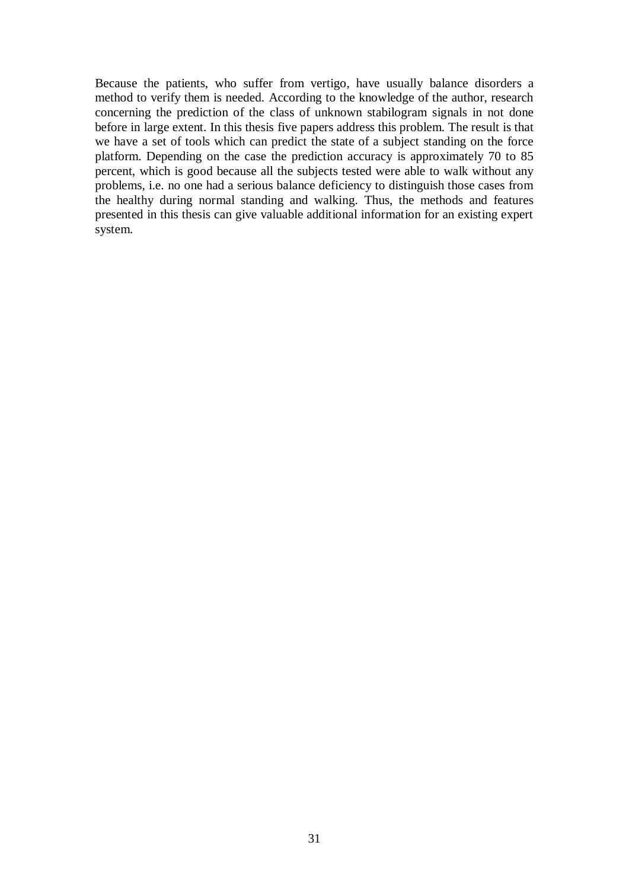Because the patients, who suffer from vertigo, have usually balance disorders a method to verify them is needed. According to the knowledge of the author, research concerning the prediction of the class of unknown stabilogram signals in not done before in large extent. In this thesis five papers address this problem. The result is that we have a set of tools which can predict the state of a subject standing on the force platform. Depending on the case the prediction accuracy is approximately 70 to 85 percent, which is good because all the subjects tested were able to walk without any problems, i.e. no one had a serious balance deficiency to distinguish those cases from the healthy during normal standing and walking. Thus, the methods and features presented in this thesis can give valuable additional information for an existing expert system.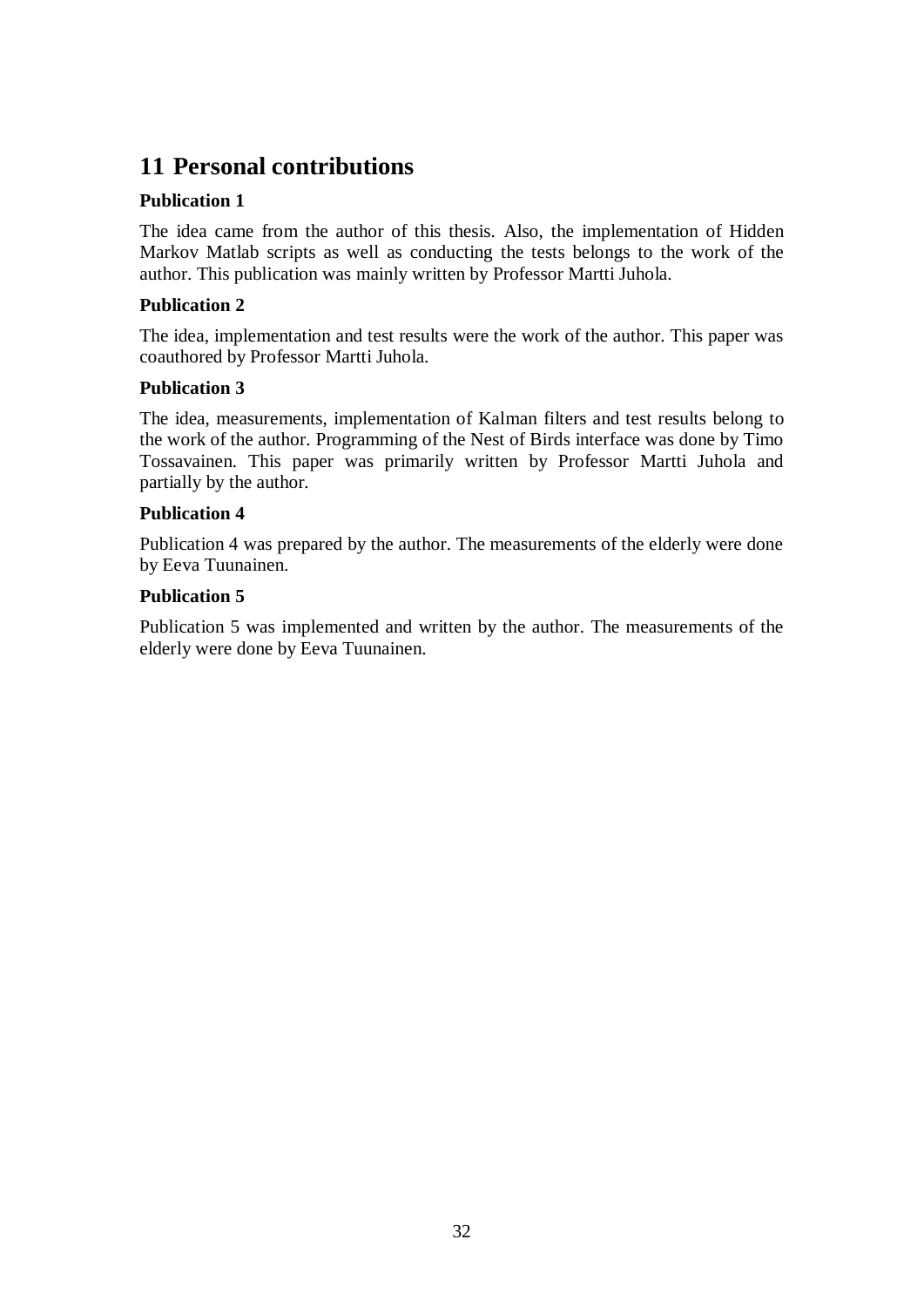# 11 Personal contributions

**Publication 1**

The idea came from the author of this thesis. Also, the implementation of Hidden Markov Matlab scripts as well as conducting the tests belongs to the work of the author. This publication was mainly written by Professor Martti Juhola.

**Publication 2**

The idea, implementation and test results were the work of the author. This paper was coauthored by Professor Martti Juhola.

**Publication 3**

The idea, measurements, implementation of Kalman filters and test results belong to the work of the author. Programming of the Nest of Birds interface was done by Timo Tossavainen. This paper was primarily written by Professor Martti Juhola and partially by the author.

**Publication 4**

Publication 4 was prepared by the author. The measurements of the elderly were done by Eeva Tuunainen.

**Publication 5**

Publication 5 was implemented and written by the author. The measurements of the elderly were done by Eeva Tuunainen.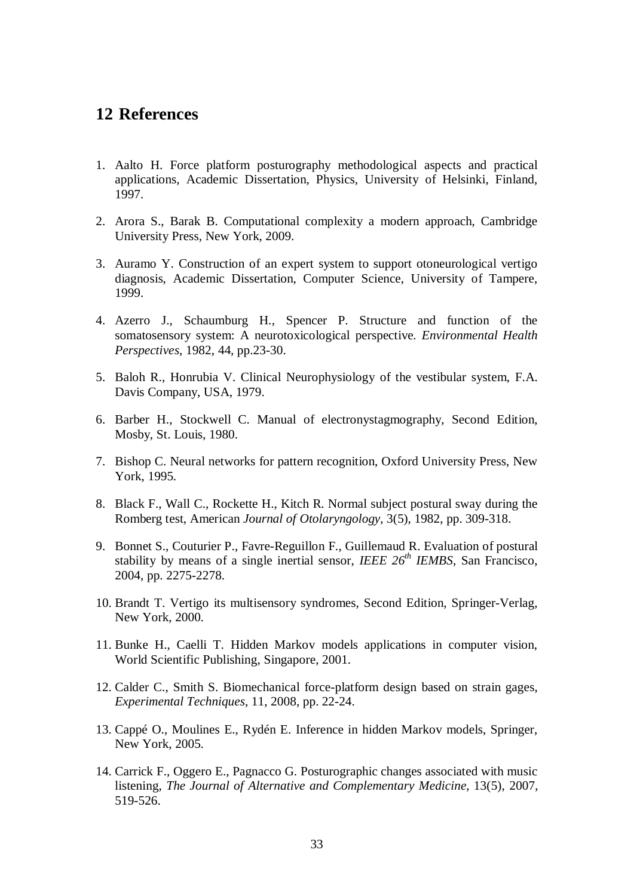# 12 References

1. Aalto H. Force platform posturography methodological aspects and practical applications, Academic Dissertation, Physics, University of Helsinki, Finland, 1997.

2. Arora S., Barak B. Computational complexity a modern approach, Cambridge University Press, New York, 2009.

3. Auramo Y. Construction of an expert system to support otoneurological vertigo diagnosis, Academic Dissertation, Computer Science, University of Tampere, 1999.

4. Azerro J., Schaumburg H., Spencer P. Structure and function of the somatosensory system: A neurotoxicological perspective. *Environmental Health Perspectives*, 1982, 44, pp.23-30.

5. Baloh R., Honrubia V. Clinical Neurophysiology of the vestibular system, F.A. Davis Company, USA, 1979.

6. Barber H., Stockwell C. Manual of electronystagmography, Second Edition, Mosby, St. Louis, 1980.

7. Bishop C. Neural networks for pattern recognition, Oxford University Press, New York, 1995.

8. Black F., Wall C., Rockette H., Kitch R. Normal subject postural sway during the Romberg test, American *Journal of Otolaryngology*, 3(5), 1982, pp. 309-318.

9. Bonnet S., Couturier P., Favre-Reguillon F., Guillemaud R. Evaluation of postural stability by means of a single inertial sensor, *IEEE 26th IEMBS*, San Francisco, 2004, pp. 2275-2278.

10. Brandt T. Vertigo its multisensory syndromes, Second Edition, Springer-Verlag, New York, 2000.

11. Bunke H., Caelli T. Hidden Markov models applications in computer vision, World Scientific Publishing, Singapore, 2001.

12. Calder C., Smith S. Biomechanical force-platform design based on strain gages, *Experimental Techniques*, 11, 2008, pp. 22-24.

13. Cappé O., Moulines E., Rydén E. Inference in hidden Markov models, Springer, New York, 2005.

14. Carrick F., Oggero E., Pagnacco G. Posturographic changes associated with music listening, *The Journal of Alternative and Complementary Medicine*, 13(5), 2007, 519-526.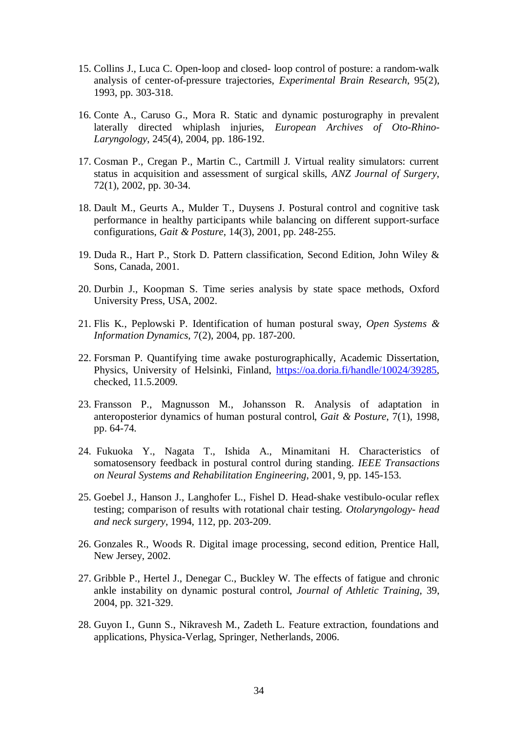15. Collins J., Luca C. Open-loop and closed- loop control of posture: a random-walk analysis of center-of-pressure trajectories, *Experimental Brain Research*, 95(2), 1993, pp. 303-318.

16. Conte A., Caruso G., Mora R. Static and dynamic posturography in prevalent laterally directed whiplash injuries, *European Archives of Oto-Rhino-Laryngology*, 245(4), 2004, pp. 186-192.

17. Cosman P., Cregan P., Martin C., Cartmill J. Virtual reality simulators: current status in acquisition and assessment of surgical skills, *ANZ Journal of Surgery*, 72(1), 2002, pp. 30-34.

18. Dault M., Geurts A., Mulder T., Duysens J. Postural control and cognitive task performance in healthy participants while balancing on different support-surface configurations, *Gait & Posture*, 14(3), 2001, pp. 248-255.

19. Duda R., Hart P., Stork D. Pattern classification, Second Edition, John Wiley & Sons, Canada, 2001.

20. Durbin J., Koopman S. Time series analysis by state space methods, Oxford University Press, USA, 2002.

21. Flis K., Peplowski P. Identification of human postural sway, *Open Systems & Information Dynamics*, 7(2), 2004, pp. 187-200.

22. Forsman P. Quantifying time awake posturographically, Academic Dissertation, Physics, University of Helsinki, Finland, https://oa.doria.fi/handle/10024/39285, checked, 11.5.2009.

23. Fransson P., Magnusson M., Johansson R. Analysis of adaptation in anteroposterior dynamics of human postural control, *Gait & Posture*, 7(1), 1998, pp. 64-74.

24. Fukuoka Y., Nagata T., Ishida A., Minamitani H. Characteristics of somatosensory feedback in postural control during standing. *IEEE Transactions on Neural Systems and Rehabilitation Engineering*, 2001, 9, pp. 145-153.

25. Goebel J., Hanson J., Langhofer L., Fishel D. Head-shake vestibulo-ocular reflex testing; comparison of results with rotational chair testing. *Otolaryngology- head and neck surgery*, 1994, 112, pp. 203-209.

26. Gonzales R., Woods R. Digital image processing, second edition, Prentice Hall, New Jersey, 2002.

27. Gribble P., Hertel J., Denegar C., Buckley W. The effects of fatigue and chronic ankle instability on dynamic postural control, *Journal of Athletic Training*, 39, 2004, pp. 321-329.

28. Guyon I., Gunn S., Nikravesh M., Zadeth L. Feature extraction, foundations and applications, Physica-Verlag, Springer, Netherlands, 2006.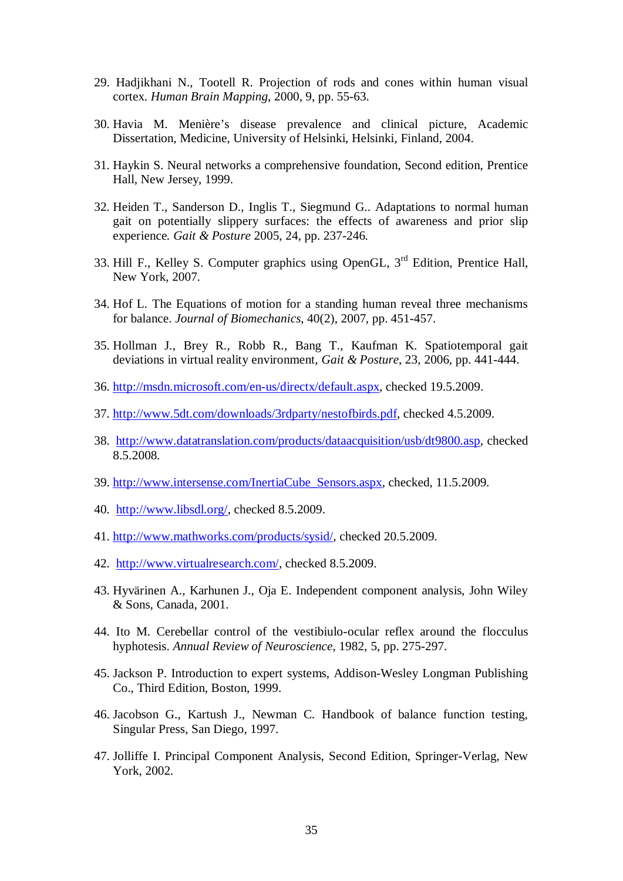29. Hadjikhani N., Tootell R. Projection of rods and cones within human visual cortex. *Human Brain Mapping*, 2000, 9, pp. 55-63.

30. Havia M. Menière's disease prevalence and clinical picture, Academic Dissertation, Medicine, University of Helsinki, Helsinki, Finland, 2004.

31. Haykin S. Neural networks a comprehensive foundation, Second edition, Prentice Hall, New Jersey, 1999.

32. Heiden T., Sanderson D., Inglis T., Siegmund G.. Adaptations to normal human gait on potentially slippery surfaces: the effects of awareness and prior slip experience. *Gait & Posture* 2005, 24, pp. 237-246.

33. Hill F., Kelley S. Computer graphics using OpenGL, 3rd Edition, Prentice Hall, New York, 2007.

34. Hof L. The Equations of motion for a standing human reveal three mechanisms for balance. *Journal of Biomechanics*, 40(2), 2007, pp. 451-457.

35. Hollman J., Brey R., Robb R., Bang T., Kaufman K. Spatiotemporal gait deviations in virtual reality environment, *Gait & Posture*, 23, 2006, pp. 441-444.

36. http://msdn.microsoft.com/en-us/directx/default.aspx, checked 19.5.2009.

37. http://www.5dt.com/downloads/3rdparty/nestofbirds.pdf, checked 4.5.2009.

38. http://www.datatranslation.com/products/dataacquisition/usb/dt9800.asp, checked 8.5.2008.

39. http://www.intersense.com/InertiaCube_Sensors.aspx, checked, 11.5.2009.

40. http://www.libsdl.org/, checked 8.5.2009.

41. http://www.mathworks.com/products/sysid/, checked 20.5.2009.

42. http://www.virtualresearch.com/, checked 8.5.2009.

43. Hyvärinen A., Karhunen J., Oja E. Independent component analysis, John Wiley & Sons, Canada, 2001.

44. Ito M. Cerebellar control of the vestibiulo-ocular reflex around the flocculus hyphotesis. *Annual Review of Neuroscience*, 1982, 5, pp. 275-297.

45. Jackson P. Introduction to expert systems, Addison-Wesley Longman Publishing Co., Third Edition, Boston, 1999.

46. Jacobson G., Kartush J., Newman C. Handbook of balance function testing, Singular Press, San Diego, 1997.

47. Jolliffe I. Principal Component Analysis, Second Edition, Springer-Verlag, New York, 2002.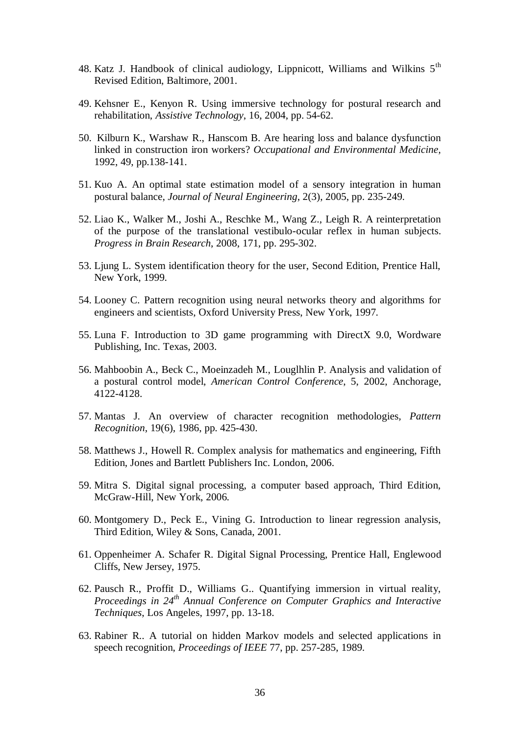48. Katz J. Handbook of clinical audiology, Lippnicott, Williams and Wilkins $5^{th}$ Revised Edition, Baltimore, 2001.

49. Kehsner E., Kenyon R. Using immersive technology for postural research and rehabilitation, *Assistive Technology*, 16, 2004, pp. 54-62.

50. Kilburn K., Warshaw R., Hanscom B. Are hearing loss and balance dysfunction linked in construction iron workers? *Occupational and Environmental Medicine,* 1992, 49, pp.138-141.

51. Kuo A. An optimal state estimation model of a sensory integration in human postural balance, *Journal of Neural Engineering*, 2(3), 2005, pp. 235-249.

52. Liao K., Walker M., Joshi A., Reschke M., Wang Z., Leigh R. A reinterpretation of the purpose of the translational vestibulo-ocular reflex in human subjects. *Progress in Brain Research*, 2008, 171, pp. 295-302.

53. Ljung L. System identification theory for the user, Second Edition, Prentice Hall, New York, 1999.

54. Looney C. Pattern recognition using neural networks theory and algorithms for engineers and scientists, Oxford University Press, New York, 1997.

55. Luna F. Introduction to 3D game programming with DirectX 9.0, Wordware Publishing, Inc. Texas, 2003.

56. Mahboobin A., Beck C., Moeinzadeh M., Louglhlin P. Analysis and validation of a postural control model, *American Control Conference*, 5, 2002, Anchorage, 4122-4128.

57. Mantas J. An overview of character recognition methodologies, *Pattern Recognition*, 19(6), 1986, pp. 425-430.

58. Matthews J., Howell R. Complex analysis for mathematics and engineering, Fifth Edition, Jones and Bartlett Publishers Inc. London, 2006.

59. Mitra S. Digital signal processing, a computer based approach, Third Edition, McGraw-Hill, New York, 2006.

60. Montgomery D., Peck E., Vining G. Introduction to linear regression analysis, Third Edition, Wiley & Sons, Canada, 2001.

61. Oppenheimer A. Schafer R. Digital Signal Processing, Prentice Hall, Englewood Cliffs, New Jersey, 1975.

62. Pausch R., Proffit D., Williams G.. Quantifying immersion in virtual reality, *Proceedings in $24^{th}$ Annual Conference on Computer Graphics and Interactive Techniques*, Los Angeles, 1997, pp. 13-18.

63. Rabiner R.. A tutorial on hidden Markov models and selected applications in speech recognition, *Proceedings of IEEE* 77, pp. 257-285, 1989.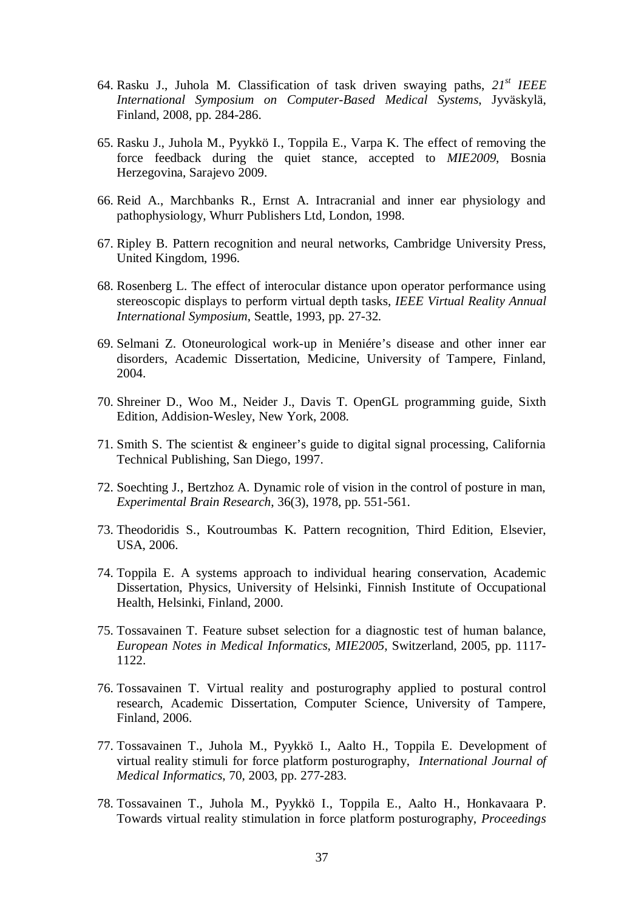64. Rasku J., Juhola M. Classification of task driven swaying paths, *21st IEEE International Symposium on Computer-Based Medical Systems*, Jyväskylä, Finland, 2008, pp. 284-286.

65. Rasku J., Juhola M., Pyykkö I., Toppila E., Varpa K. The effect of removing the force feedback during the quiet stance, accepted to *MIE2009*, Bosnia Herzegovina, Sarajevo 2009.

66. Reid A., Marchbanks R., Ernst A. Intracranial and inner ear physiology and pathophysiology, Whurr Publishers Ltd, London, 1998.

67. Ripley B. Pattern recognition and neural networks, Cambridge University Press, United Kingdom, 1996.

68. Rosenberg L. The effect of interocular distance upon operator performance using stereoscopic displays to perform virtual depth tasks, *IEEE Virtual Reality Annual International Symposium*, Seattle, 1993, pp. 27-32.

69. Selmani Z. Otoneurological work-up in Meniére's disease and other inner ear disorders, Academic Dissertation, Medicine, University of Tampere, Finland, 2004.

70. Shreiner D., Woo M., Neider J., Davis T. OpenGL programming guide, Sixth Edition, Addision-Wesley, New York, 2008.

71. Smith S. The scientist & engineer's guide to digital signal processing, California Technical Publishing, San Diego, 1997.

72. Soechting J., Bertzhoz A. Dynamic role of vision in the control of posture in man, *Experimental Brain Research*, 36(3), 1978, pp. 551-561.

73. Theodoridis S., Koutroumbas K. Pattern recognition, Third Edition, Elsevier, USA, 2006.

74. Toppila E. A systems approach to individual hearing conservation, Academic Dissertation, Physics, University of Helsinki, Finnish Institute of Occupational Health, Helsinki, Finland, 2000.

75. Tossavainen T. Feature subset selection for a diagnostic test of human balance, *European Notes in Medical Informatics*, *MIE2005*, Switzerland, 2005, pp. 1117-1122.

76. Tossavainen T. Virtual reality and posturography applied to postural control research, Academic Dissertation, Computer Science, University of Tampere, Finland, 2006.

77. Tossavainen T., Juhola M., Pyykkö I., Aalto H., Toppila E. Development of virtual reality stimuli for force platform posturography, *International Journal of Medical Informatics*, 70, 2003, pp. 277-283.

78. Tossavainen T., Juhola M., Pyykkö I., Toppila E., Aalto H., Honkavaara P. Towards virtual reality stimulation in force platform posturography, *Proceedings*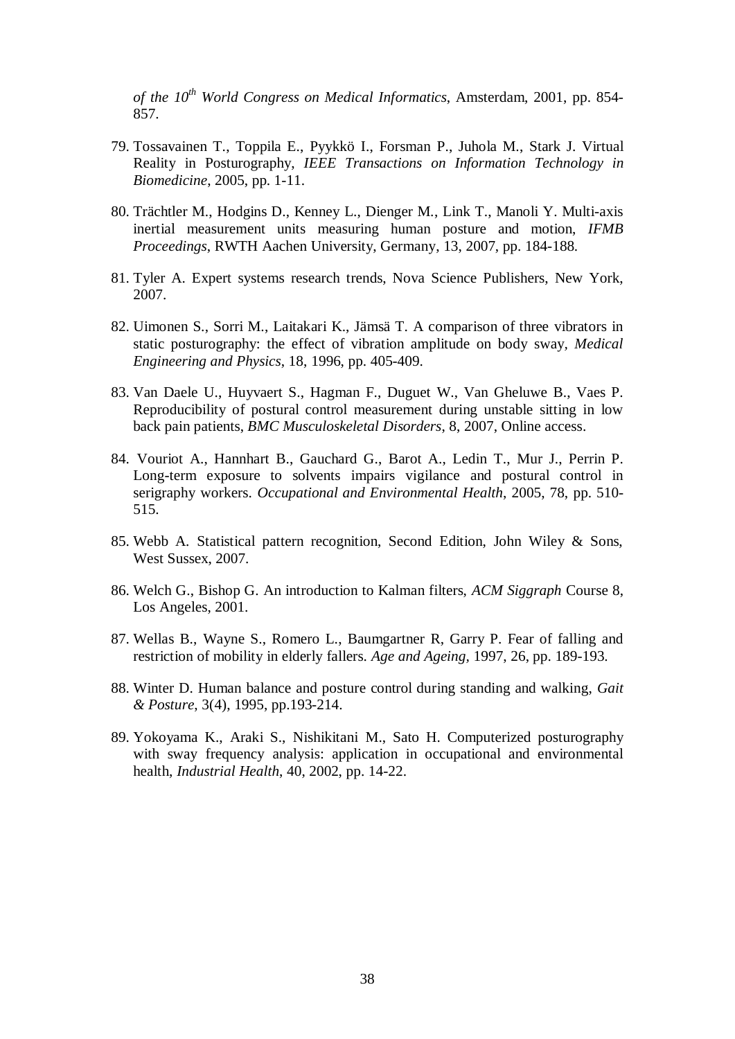*of the 10th World Congress on Medical Informatics*, Amsterdam, 2001, pp. 854-857.

79. Tossavainen T., Toppila E., Pyykkö I., Forsman P., Juhola M., Stark J. Virtual Reality in Posturography, *IEEE Transactions on Information Technology in Biomedicine*, 2005, pp. 1-11.

80. Trächtler M., Hodgins D., Kenney L., Dienger M., Link T., Manoli Y. Multi-axis inertial measurement units measuring human posture and motion, *IFMB Proceedings*, RWTH Aachen University, Germany, 13, 2007, pp. 184-188.

81. Tyler A. Expert systems research trends, Nova Science Publishers, New York, 2007.

82. Uimonen S., Sorri M., Laitakari K., Jämsä T. A comparison of three vibrators in static posturography: the effect of vibration amplitude on body sway, *Medical Engineering and Physics*, 18, 1996, pp. 405-409.

83. Van Daele U., Huyvaert S., Hagman F., Duguet W., Van Gheluwe B., Vaes P. Reproducibility of postural control measurement during unstable sitting in low back pain patients, *BMC Musculoskeletal Disorders*, 8, 2007, Online access.

84. Vouriot A., Hannhart B., Gauchard G., Barot A., Ledin T., Mur J., Perrin P. Long-term exposure to solvents impairs vigilance and postural control in serigraphy workers. *Occupational and Environmental Health*, 2005, 78, pp. 510-515.

85. Webb A. Statistical pattern recognition, Second Edition, John Wiley & Sons, West Sussex, 2007.

86. Welch G., Bishop G. An introduction to Kalman filters, *ACM Siggraph* Course 8, Los Angeles, 2001.

87. Wellas B., Wayne S., Romero L., Baumgartner R, Garry P. Fear of falling and restriction of mobility in elderly fallers. *Age and Ageing*, 1997, 26, pp. 189-193.

88. Winter D. Human balance and posture control during standing and walking, *Gait & Posture*, 3(4), 1995, pp.193-214.

89. Yokoyama K., Araki S., Nishikitani M., Sato H. Computerized posturography with sway frequency analysis: application in occupational and environmental health, *Industrial Health*, 40, 2002, pp. 14-22.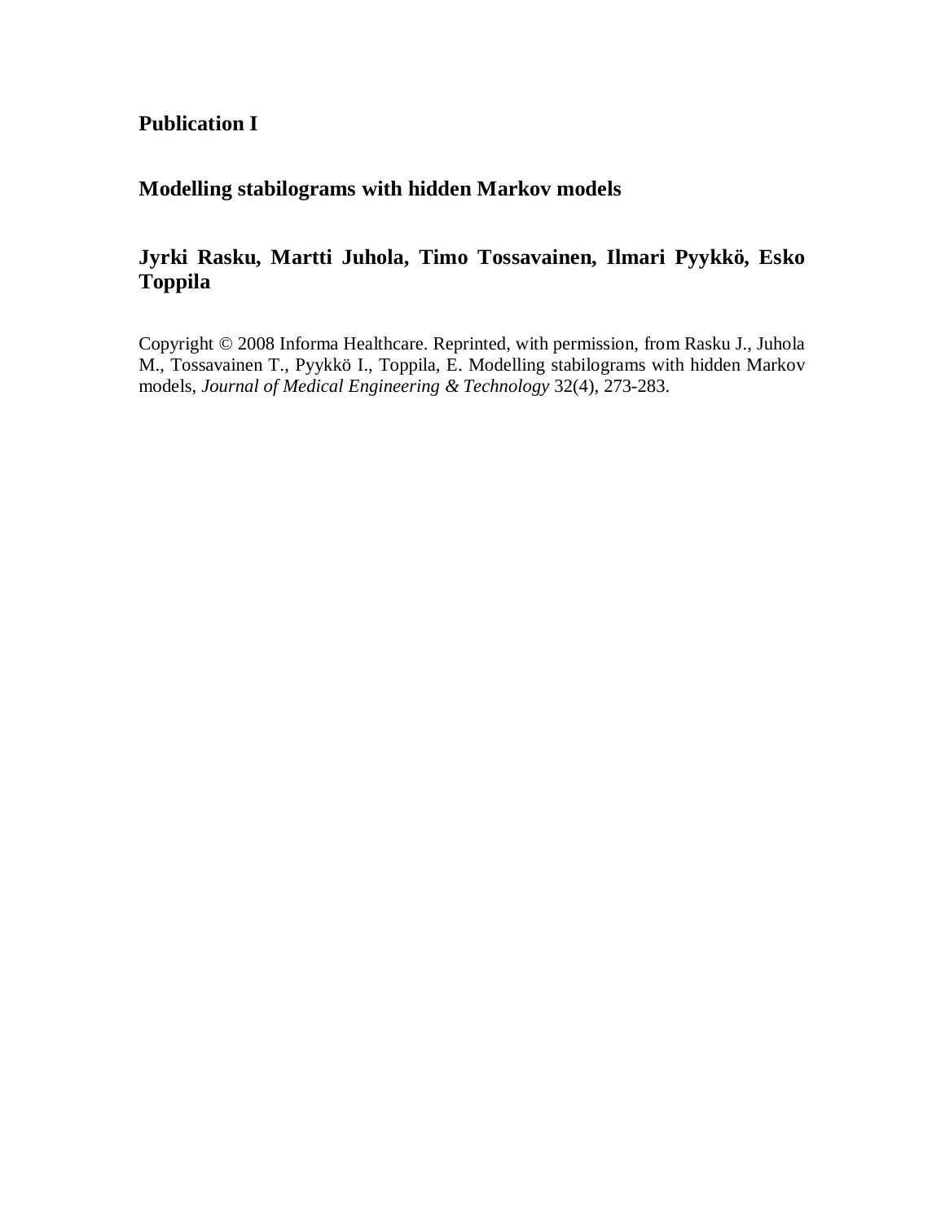**Publication I**

**Modelling stabilograms with hidden Markov models**

**Jyrki Rasku, Martti Juhola, Timo Tossavainen, Ilmari Pyykkö, Esko Toppila**

Copyright © 2008 Informa Healthcare. Reprinted, with permission, from Rasku J., Juhola M., Tossavainen T., Pyykkö I., Toppila, E. Modelling stabilograms with hidden Markov models, *Journal of Medical Engineering & Technology* 32(4), 273-283.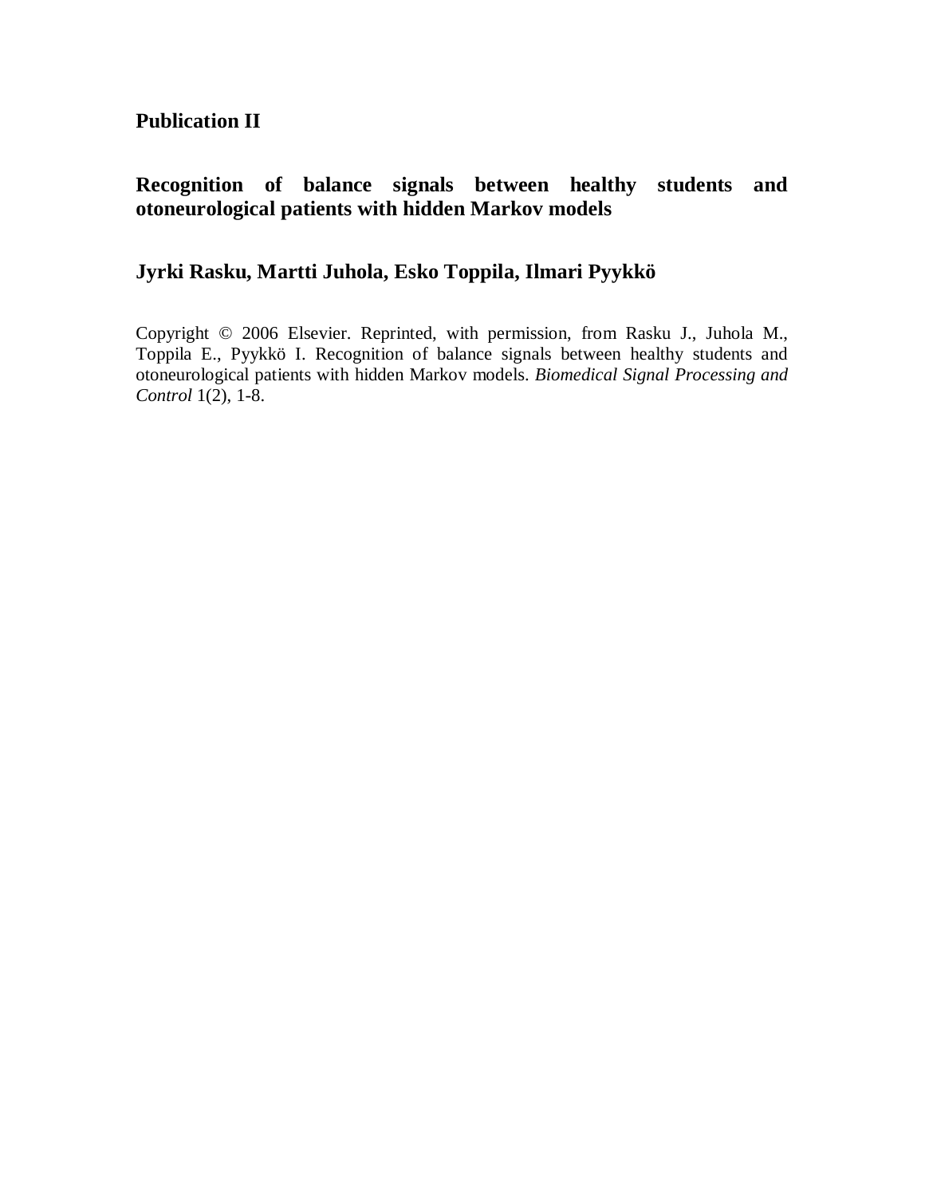# Publication II

## Recognition of balance signals between healthy students and otoneurological patients with hidden Markov models

### Jyrki Rasku, Martti Juhola, Esko Toppila, Ilmari Pyykkö

Copyright © 2006 Elsevier. Reprinted, with permission, from Rasku J., Juhola M., Toppila E., Pyykkö I. Recognition of balance signals between healthy students and otoneurological patients with hidden Markov models. *Biomedical Signal Processing and Control* 1(2), 1-8.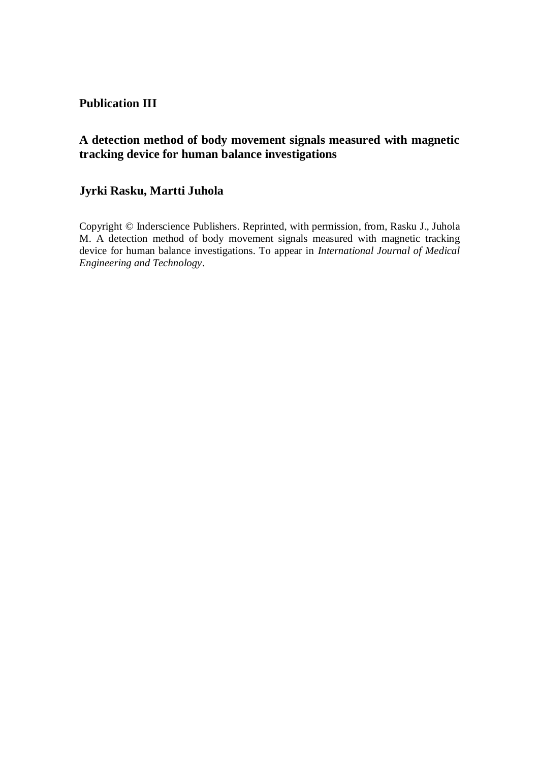**Publication III**

**A detection method of body movement signals measured with magnetic tracking device for human balance investigations**

**Jyrki Rasku, Martti Juhola**

Copyright © Inderscience Publishers. Reprinted, with permission, from, Rasku J., Juhola M. A detection method of body movement signals measured with magnetic tracking device for human balance investigations. To appear in *International Journal of Medical Engineering and Technology*.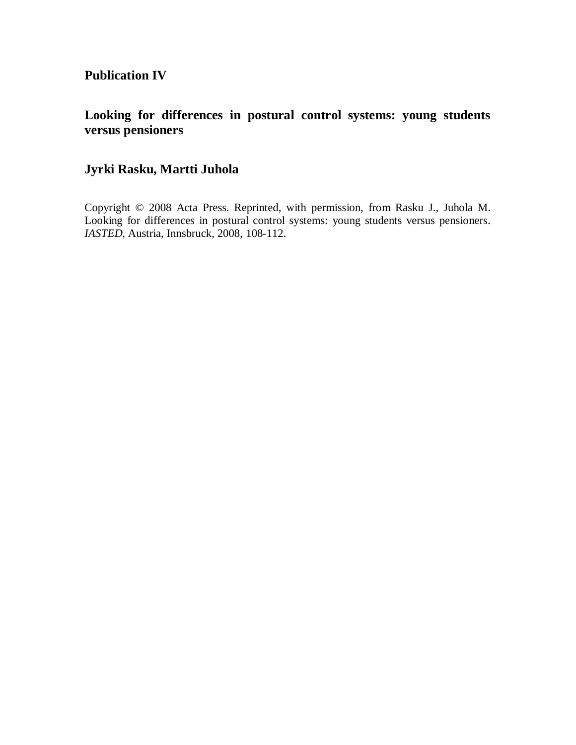**Publication IV**

**Looking for differences in postural control systems: young students versus pensioners**

**Jyrki Rasku, Martti Juhola**

Copyright © 2008 Acta Press. Reprinted, with permission, from Rasku J., Juhola M. Looking for differences in postural control systems: young students versus pensioners. *IASTED*, Austria, Innsbruck, 2008, 108-112.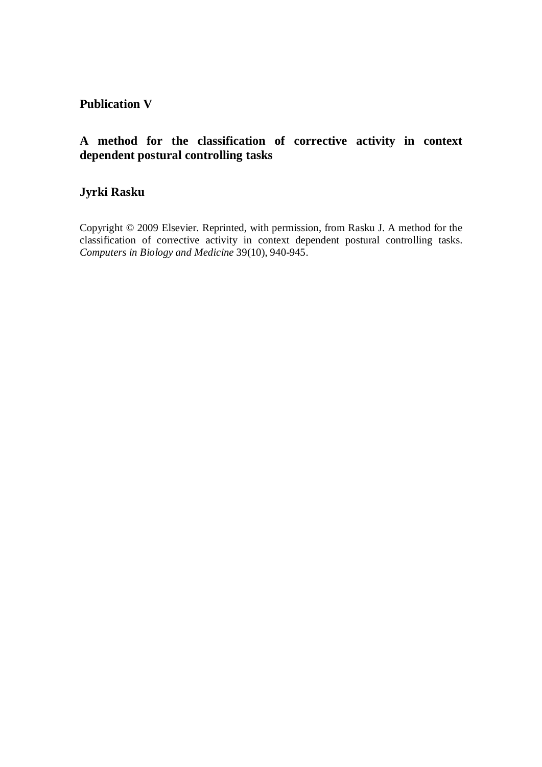**Publication V**

**A method for the classification of corrective activity in context dependent postural controlling tasks**

**Jyrki Rasku**

Copyright © 2009 Elsevier. Reprinted, with permission, from Rasku J. A method for the classification of corrective activity in context dependent postural controlling tasks. *Computers in Biology and Medicine* 39(10), 940-945.